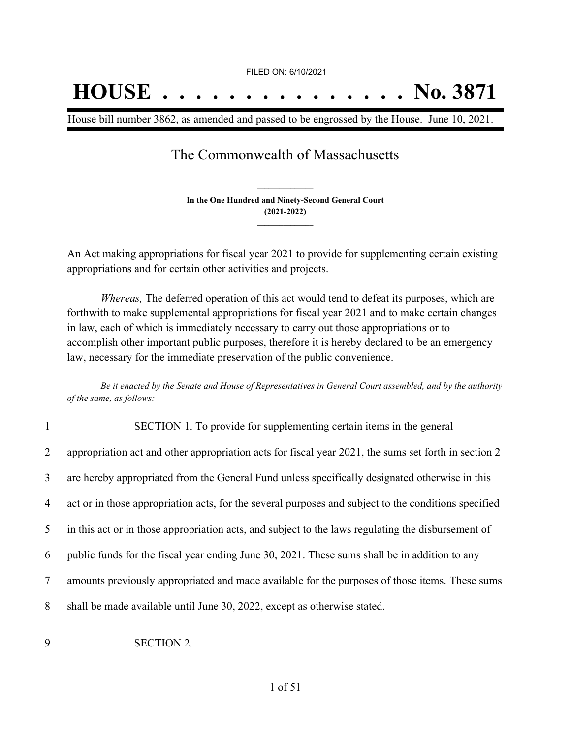FILED ON: 6/10/2021

# HOUSE . . . . . . . . . . . . . . . No. 3871

House bill number 3862, as amended and passed to be engrossed by the House. June 10, 2021.

## The Commonwealth of Massachusetts

**In the One Hundred and Ninety-Second General Court**
**(2021-2022)**

An Act making appropriations for fiscal year 2021 to provide for supplementing certain existing appropriations and for certain other activities and projects.

*Whereas,* The deferred operation of this act would tend to defeat its purposes, which are forthwith to make supplemental appropriations for fiscal year 2021 and to make certain changes in law, each of which is immediately necessary to carry out those appropriations or to accomplish other important public purposes, therefore it is hereby declared to be an emergency law, necessary for the immediate preservation of the public convenience.

*Be it enacted by the Senate and House of Representatives in General Court assembled, and by the authority of the same, as follows:*

1 SECTION 1. To provide for supplementing certain items in the general
2 appropriation act and other appropriation acts for fiscal year 2021, the sums set forth in section 2
3 are hereby appropriated from the General Fund unless specifically designated otherwise in this
4 act or in those appropriation acts, for the several purposes and subject to the conditions specified
5 in this act or in those appropriation acts, and subject to the laws regulating the disbursement of
6 public funds for the fiscal year ending June 30, 2021. These sums shall be in addition to any
7 amounts previously appropriated and made available for the purposes of those items. These sums
8 shall be made available until June 30, 2022, except as otherwise stated.

9 SECTION 2.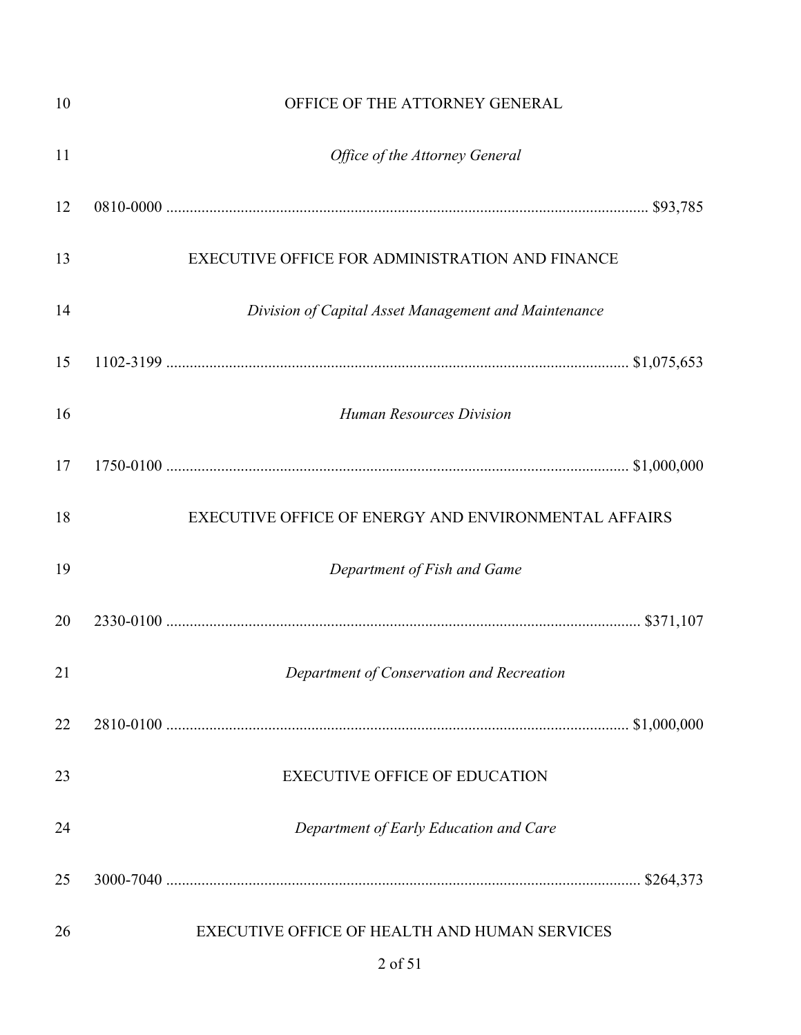OFFICE OF THE ATTORNEY GENERAL

*Office of the Attorney General*

0810-0000 .......................................................................................................... $93,785

EXECUTIVE OFFICE FOR ADMINISTRATION AND FINANCE

*Division of Capital Asset Management and Maintenance*

1102-3199 ...................................................................................................... $1,075,653

*Human Resources Division*

1750-0100 ...................................................................................................... $1,000,000

EXECUTIVE OFFICE OF ENERGY AND ENVIRONMENTAL AFFAIRS

*Department of Fish and Game*

2330-0100 .......................................................................................................... $371,107

*Department of Conservation and Recreation*

2810-0100 ...................................................................................................... $1,000,000

EXECUTIVE OFFICE OF EDUCATION

*Department of Early Education and Care*

3000-7040 .......................................................................................................... $264,373

EXECUTIVE OFFICE OF HEALTH AND HUMAN SERVICES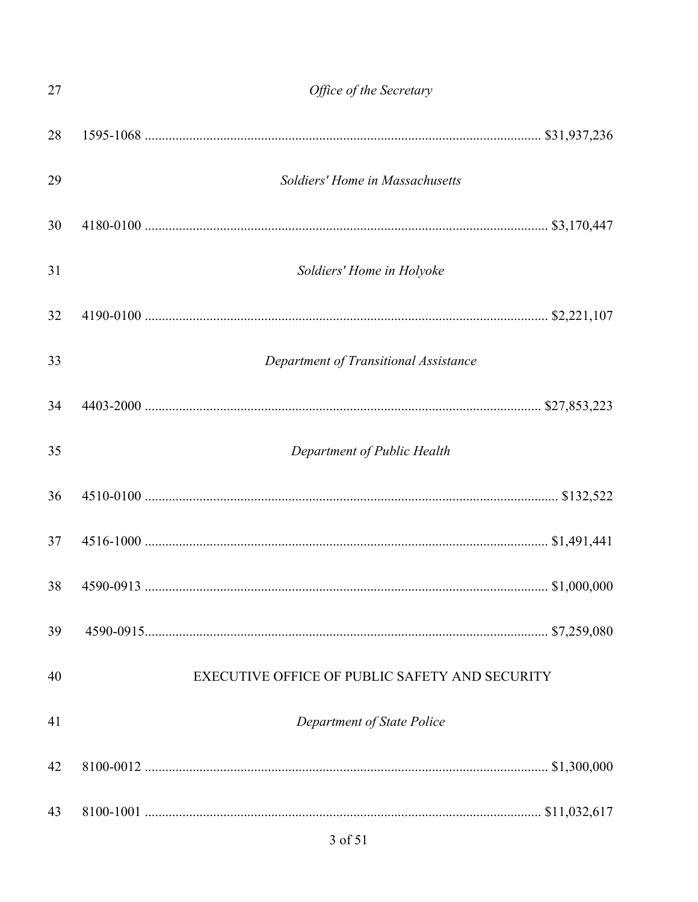*Office of the Secretary*

1595-1068 .................................................................................................................... $31,937,236

*Soldiers' Home in Massachusetts*

4180-0100 .................................................................................................................... $3,170,447

*Soldiers' Home in Holyoke*

4190-0100 .................................................................................................................... $2,221,107

*Department of Transitional Assistance*

4403-2000 .................................................................................................................... $27,853,223

*Department of Public Health*

4510-0100 .................................................................................................................... $132,522

4516-1000 .................................................................................................................... $1,491,441

4590-0913 .................................................................................................................... $1,000,000

4590-0915.................................................................................................................... $7,259,080

EXECUTIVE OFFICE OF PUBLIC SAFETY AND SECURITY

*Department of State Police*

8100-0012 .................................................................................................................... $1,300,000

8100-1001 .................................................................................................................... $11,032,617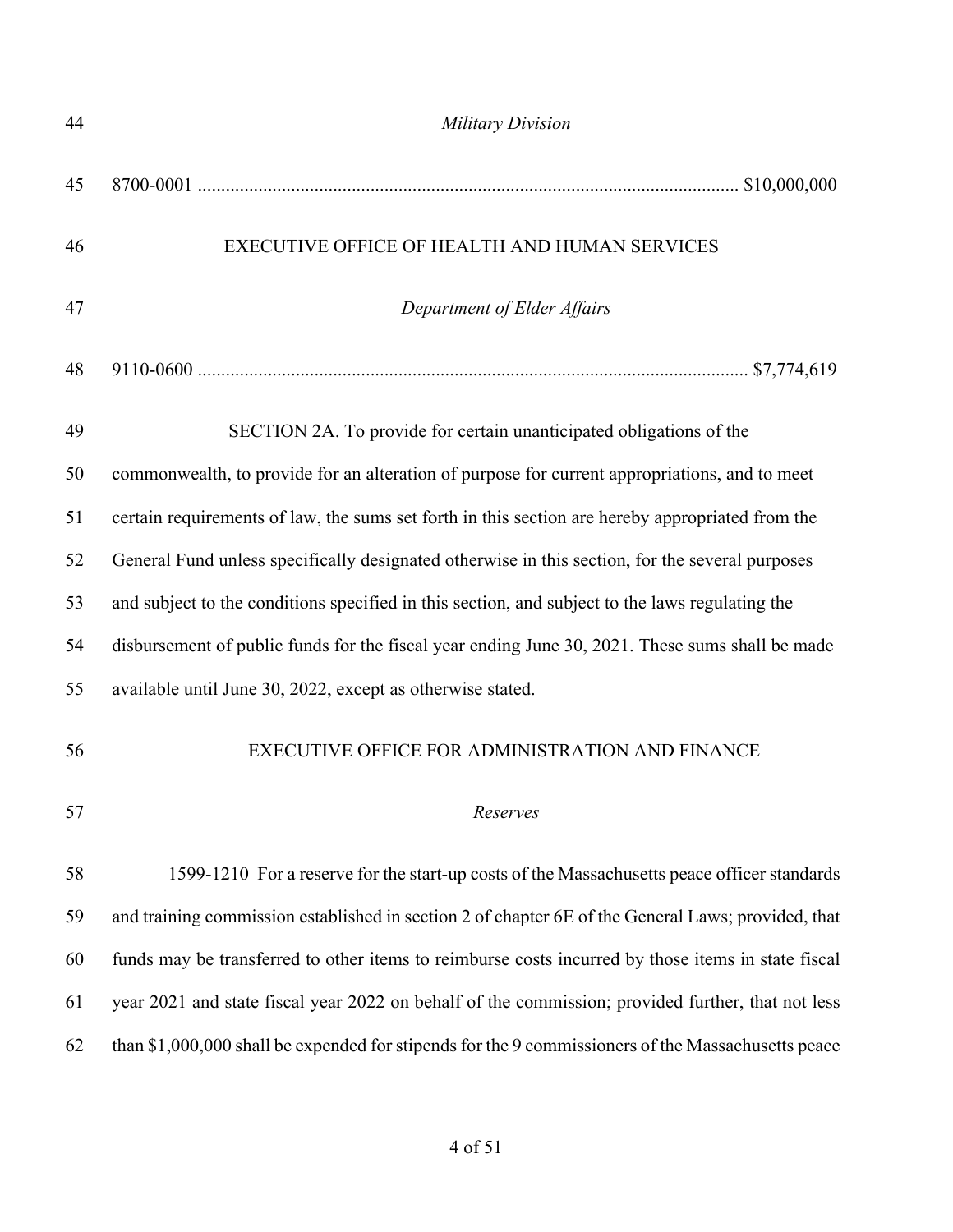*Military Division*

8700-0001 .................................................................................................................... $10,000,000

EXECUTIVE OFFICE OF HEALTH AND HUMAN SERVICES

*Department of Elder Affairs*

9110-0600 ...................................................................................................................... $7,774,619

SECTION 2A. To provide for certain unanticipated obligations of the commonwealth, to provide for an alteration of purpose for current appropriations, and to meet certain requirements of law, the sums set forth in this section are hereby appropriated from the General Fund unless specifically designated otherwise in this section, for the several purposes and subject to the conditions specified in this section, and subject to the laws regulating the disbursement of public funds for the fiscal year ending June 30, 2021. These sums shall be made available until June 30, 2022, except as otherwise stated.

EXECUTIVE OFFICE FOR ADMINISTRATION AND FINANCE

*Reserves*

1599-1210 For a reserve for the start-up costs of the Massachusetts peace officer standards and training commission established in section 2 of chapter 6E of the General Laws; provided, that funds may be transferred to other items to reimburse costs incurred by those items in state fiscal year 2021 and state fiscal year 2022 on behalf of the commission; provided further, that not less than $1,000,000 shall be expended for stipends for the 9 commissioners of the Massachusetts peace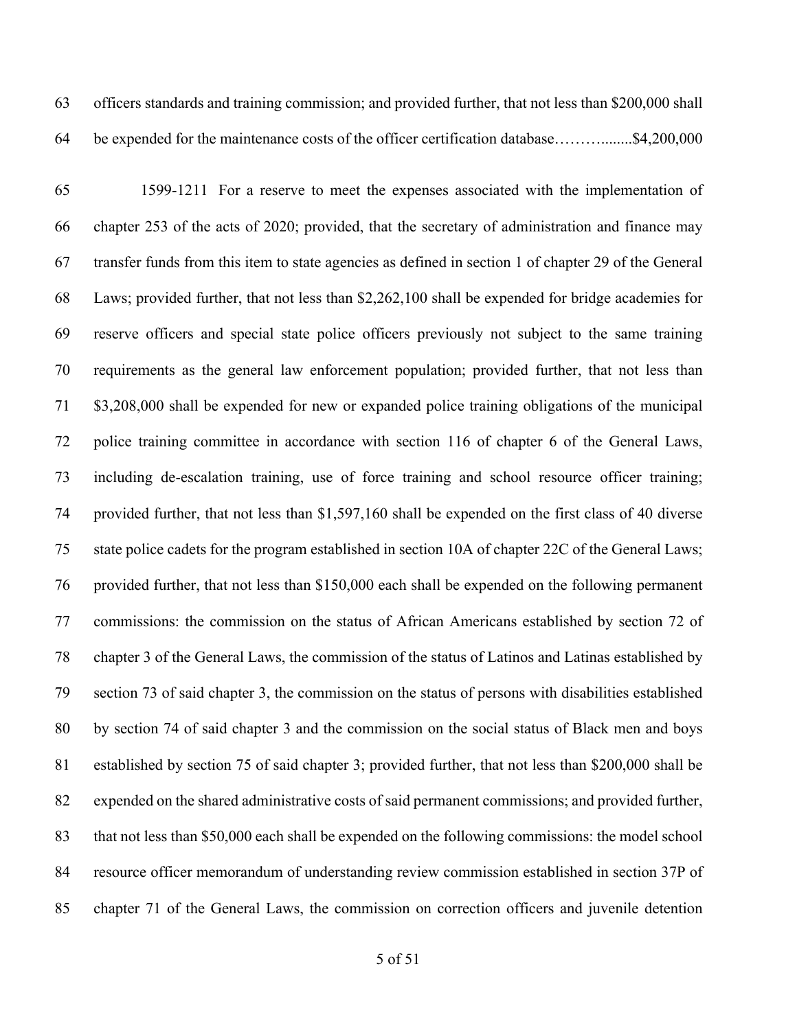officers standards and training commission; and provided further, that not less than $200,000 shall be expended for the maintenance costs of the officer certification database……….......$4,200,000

1599-1211 For a reserve to meet the expenses associated with the implementation of chapter 253 of the acts of 2020; provided, that the secretary of administration and finance may transfer funds from this item to state agencies as defined in section 1 of chapter 29 of the General Laws; provided further, that not less than $2,262,100 shall be expended for bridge academies for reserve officers and special state police officers previously not subject to the same training requirements as the general law enforcement population; provided further, that not less than $3,208,000 shall be expended for new or expanded police training obligations of the municipal police training committee in accordance with section 116 of chapter 6 of the General Laws, including de-escalation training, use of force training and school resource officer training; provided further, that not less than $1,597,160 shall be expended on the first class of 40 diverse state police cadets for the program established in section 10A of chapter 22C of the General Laws; provided further, that not less than $150,000 each shall be expended on the following permanent commissions: the commission on the status of African Americans established by section 72 of chapter 3 of the General Laws, the commission of the status of Latinos and Latinas established by section 73 of said chapter 3, the commission on the status of persons with disabilities established by section 74 of said chapter 3 and the commission on the social status of Black men and boys established by section 75 of said chapter 3; provided further, that not less than $200,000 shall be expended on the shared administrative costs of said permanent commissions; and provided further, that not less than $50,000 each shall be expended on the following commissions: the model school resource officer memorandum of understanding review commission established in section 37P of chapter 71 of the General Laws, the commission on correction officers and juvenile detention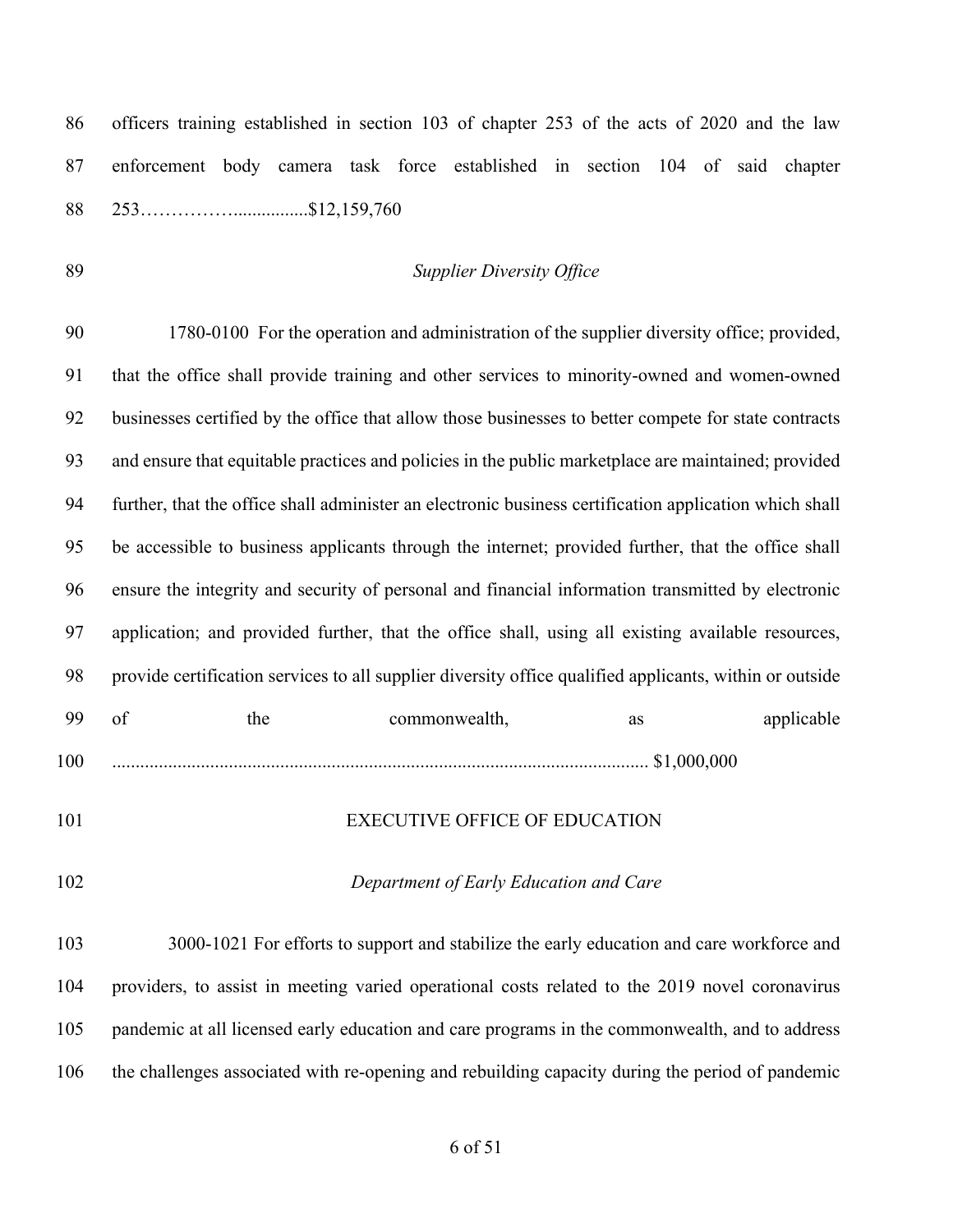officers training established in section 103 of chapter 253 of the acts of 2020 and the law enforcement body camera task force established in section 104 of said chapter 253……………................$12,159,760

*Supplier Diversity Office*

1780-0100 For the operation and administration of the supplier diversity office; provided, that the office shall provide training and other services to minority-owned and women-owned businesses certified by the office that allow those businesses to better compete for state contracts and ensure that equitable practices and policies in the public marketplace are maintained; provided further, that the office shall administer an electronic business certification application which shall be accessible to business applicants through the internet; provided further, that the office shall ensure the integrity and security of personal and financial information transmitted by electronic application; and provided further, that the office shall, using all existing available resources, provide certification services to all supplier diversity office qualified applicants, within or outside of the commonwealth, as applicable .................................................................................................................. $1,000,000

EXECUTIVE OFFICE OF EDUCATION

*Department of Early Education and Care*

3000-1021 For efforts to support and stabilize the early education and care workforce and providers, to assist in meeting varied operational costs related to the 2019 novel coronavirus pandemic at all licensed early education and care programs in the commonwealth, and to address the challenges associated with re-opening and rebuilding capacity during the period of pandemic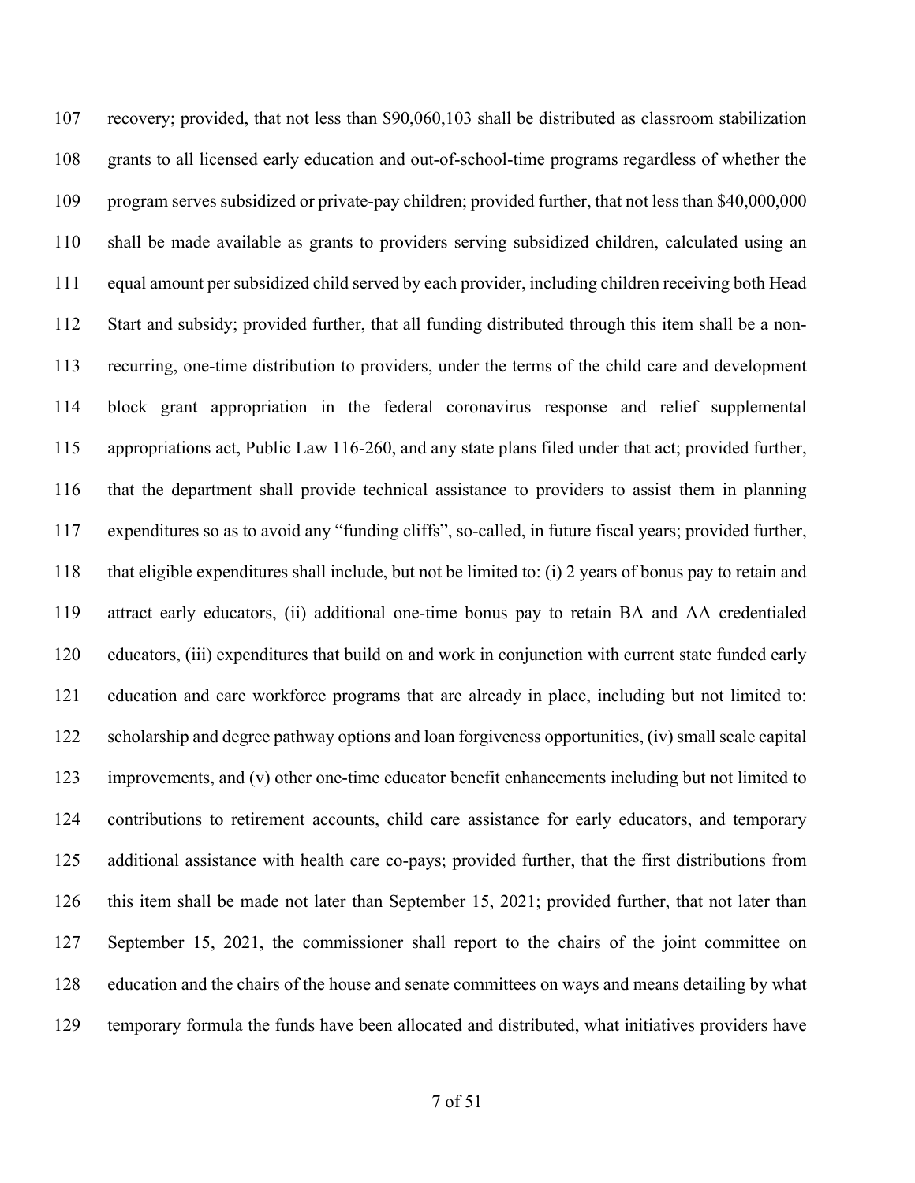107 recovery; provided, that not less than $90,060,103 shall be distributed as classroom stabilization
108 grants to all licensed early education and out-of-school-time programs regardless of whether the
109 program serves subsidized or private-pay children; provided further, that not less than $40,000,000
110 shall be made available as grants to providers serving subsidized children, calculated using an
111 equal amount per subsidized child served by each provider, including children receiving both Head
112 Start and subsidy; provided further, that all funding distributed through this item shall be a non-
113 recurring, one-time distribution to providers, under the terms of the child care and development
114 block grant appropriation in the federal coronavirus response and relief supplemental
115 appropriations act, Public Law 116-260, and any state plans filed under that act; provided further,
116 that the department shall provide technical assistance to providers to assist them in planning
117 expenditures so as to avoid any "funding cliffs", so-called, in future fiscal years; provided further,
118 that eligible expenditures shall include, but not be limited to: (i) 2 years of bonus pay to retain and
119 attract early educators, (ii) additional one-time bonus pay to retain BA and AA credentialed
120 educators, (iii) expenditures that build on and work in conjunction with current state funded early
121 education and care workforce programs that are already in place, including but not limited to:
122 scholarship and degree pathway options and loan forgiveness opportunities, (iv) small scale capital
123 improvements, and (v) other one-time educator benefit enhancements including but not limited to
124 contributions to retirement accounts, child care assistance for early educators, and temporary
125 additional assistance with health care co-pays; provided further, that the first distributions from
126 this item shall be made not later than September 15, 2021; provided further, that not later than
127 September 15, 2021, the commissioner shall report to the chairs of the joint committee on
128 education and the chairs of the house and senate committees on ways and means detailing by what
129 temporary formula the funds have been allocated and distributed, what initiatives providers have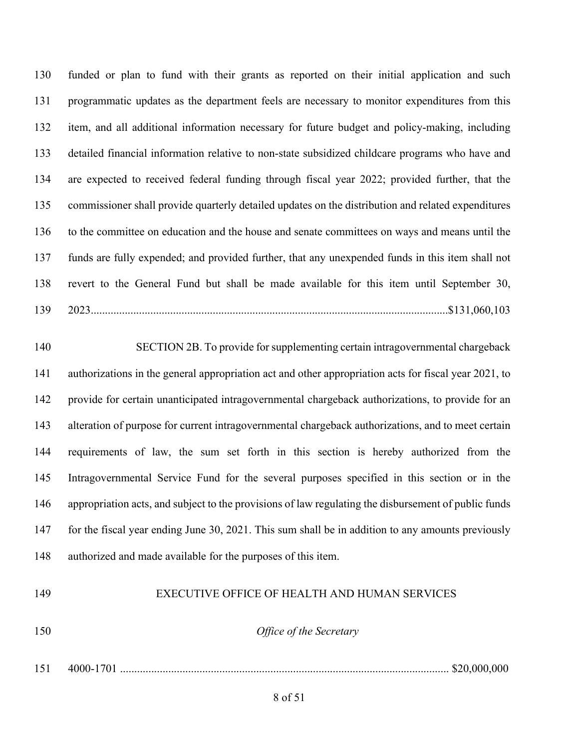funded or plan to fund with their grants as reported on their initial application and such programmatic updates as the department feels are necessary to monitor expenditures from this item, and all additional information necessary for future budget and policy-making, including detailed financial information relative to non-state subsidized childcare programs who have and are expected to received federal funding through fiscal year 2022; provided further, that the commissioner shall provide quarterly detailed updates on the distribution and related expenditures to the committee on education and the house and senate committees on ways and means until the funds are fully expended; and provided further, that any unexpended funds in this item shall not revert to the General Fund but shall be made available for this item until September 30, 2023............................................................................................................................$131,060,103

SECTION 2B. To provide for supplementing certain intragovernmental chargeback authorizations in the general appropriation act and other appropriation acts for fiscal year 2021, to provide for certain unanticipated intragovernmental chargeback authorizations, to provide for an alteration of purpose for current intragovernmental chargeback authorizations, and to meet certain requirements of law, the sum set forth in this section is hereby authorized from the Intragovernmental Service Fund for the several purposes specified in this section or in the appropriation acts, and subject to the provisions of law regulating the disbursement of public funds for the fiscal year ending June 30, 2021. This sum shall be in addition to any amounts previously authorized and made available for the purposes of this item.

EXECUTIVE OFFICE OF HEALTH AND HUMAN SERVICES

*Office of the Secretary*

4000-1701 .................................................................................................................. $20,000,000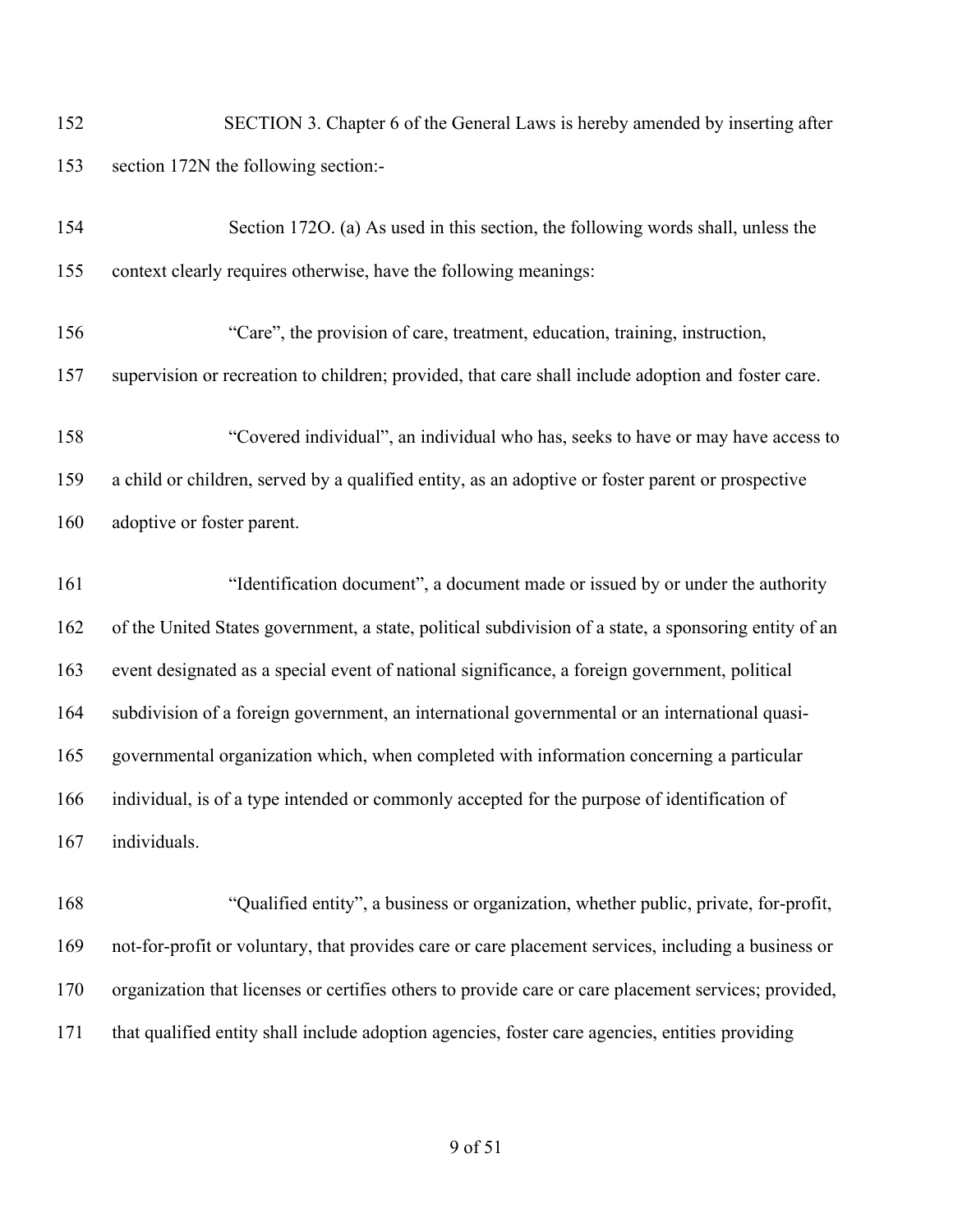SECTION 3. Chapter 6 of the General Laws is hereby amended by inserting after section 172N the following section:-

Section 172O. (a) As used in this section, the following words shall, unless the context clearly requires otherwise, have the following meanings:

"Care", the provision of care, treatment, education, training, instruction, supervision or recreation to children; provided, that care shall include adoption and foster care.

"Covered individual", an individual who has, seeks to have or may have access to a child or children, served by a qualified entity, as an adoptive or foster parent or prospective adoptive or foster parent.

"Identification document", a document made or issued by or under the authority of the United States government, a state, political subdivision of a state, a sponsoring entity of an event designated as a special event of national significance, a foreign government, political subdivision of a foreign government, an international governmental or an international quasi-governmental organization which, when completed with information concerning a particular individual, is of a type intended or commonly accepted for the purpose of identification of individuals.

"Qualified entity", a business or organization, whether public, private, for-profit, not-for-profit or voluntary, that provides care or care placement services, including a business or organization that licenses or certifies others to provide care or care placement services; provided, that qualified entity shall include adoption agencies, foster care agencies, entities providing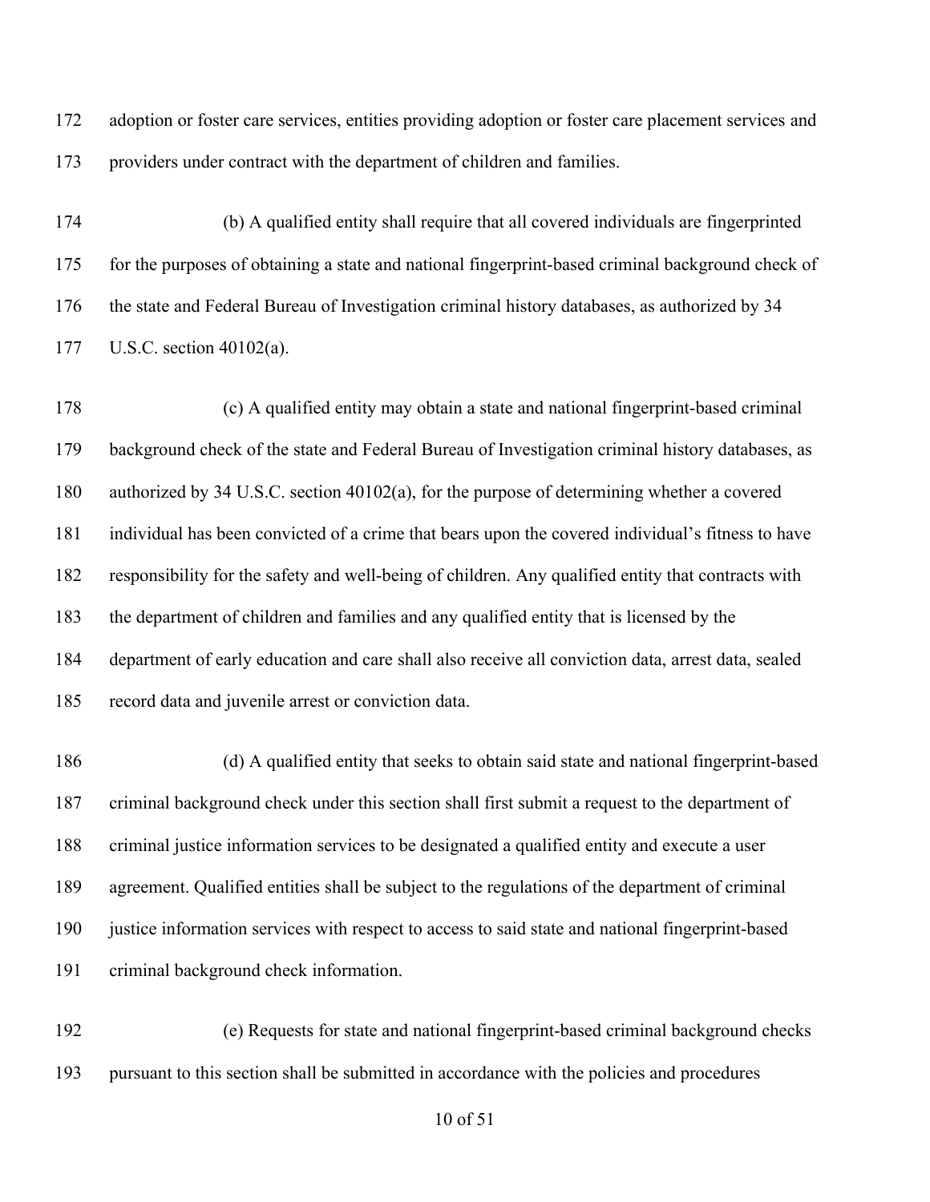adoption or foster care services, entities providing adoption or foster care placement services and providers under contract with the department of children and families.

(b) A qualified entity shall require that all covered individuals are fingerprinted for the purposes of obtaining a state and national fingerprint-based criminal background check of the state and Federal Bureau of Investigation criminal history databases, as authorized by 34 U.S.C. section 40102(a).

(c) A qualified entity may obtain a state and national fingerprint-based criminal background check of the state and Federal Bureau of Investigation criminal history databases, as authorized by 34 U.S.C. section 40102(a), for the purpose of determining whether a covered individual has been convicted of a crime that bears upon the covered individual's fitness to have responsibility for the safety and well-being of children. Any qualified entity that contracts with the department of children and families and any qualified entity that is licensed by the department of early education and care shall also receive all conviction data, arrest data, sealed record data and juvenile arrest or conviction data.

(d) A qualified entity that seeks to obtain said state and national fingerprint-based criminal background check under this section shall first submit a request to the department of criminal justice information services to be designated a qualified entity and execute a user agreement. Qualified entities shall be subject to the regulations of the department of criminal justice information services with respect to access to said state and national fingerprint-based criminal background check information.

(e) Requests for state and national fingerprint-based criminal background checks pursuant to this section shall be submitted in accordance with the policies and procedures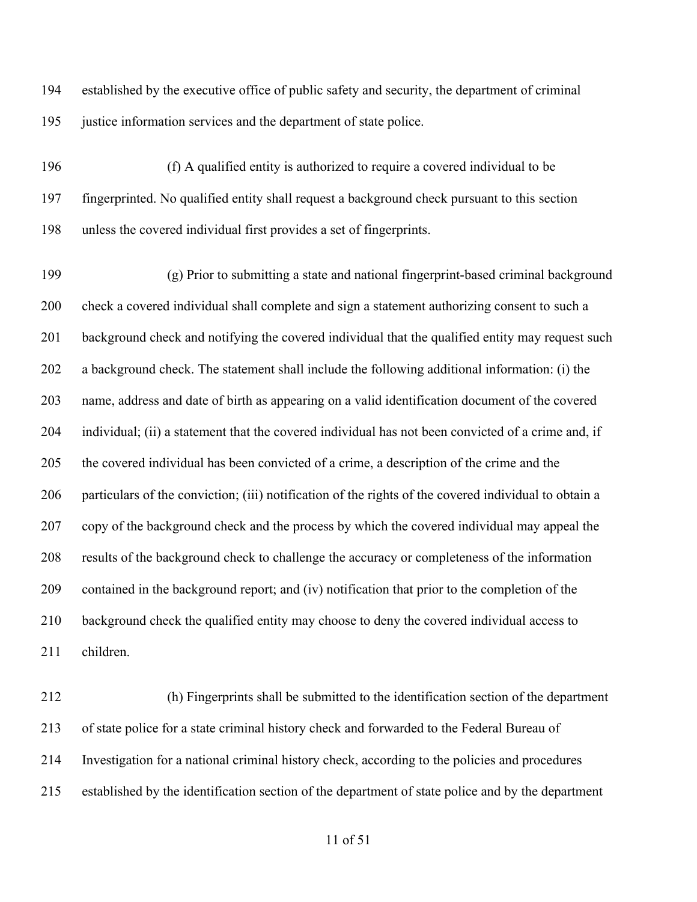established by the executive office of public safety and security, the department of criminal justice information services and the department of state police.

(f) A qualified entity is authorized to require a covered individual to be fingerprinted. No qualified entity shall request a background check pursuant to this section unless the covered individual first provides a set of fingerprints.

(g) Prior to submitting a state and national fingerprint-based criminal background check a covered individual shall complete and sign a statement authorizing consent to such a background check and notifying the covered individual that the qualified entity may request such a background check. The statement shall include the following additional information: (i) the name, address and date of birth as appearing on a valid identification document of the covered individual; (ii) a statement that the covered individual has not been convicted of a crime and, if the covered individual has been convicted of a crime, a description of the crime and the particulars of the conviction; (iii) notification of the rights of the covered individual to obtain a copy of the background check and the process by which the covered individual may appeal the results of the background check to challenge the accuracy or completeness of the information contained in the background report; and (iv) notification that prior to the completion of the background check the qualified entity may choose to deny the covered individual access to children.

(h) Fingerprints shall be submitted to the identification section of the department of state police for a state criminal history check and forwarded to the Federal Bureau of Investigation for a national criminal history check, according to the policies and procedures established by the identification section of the department of state police and by the department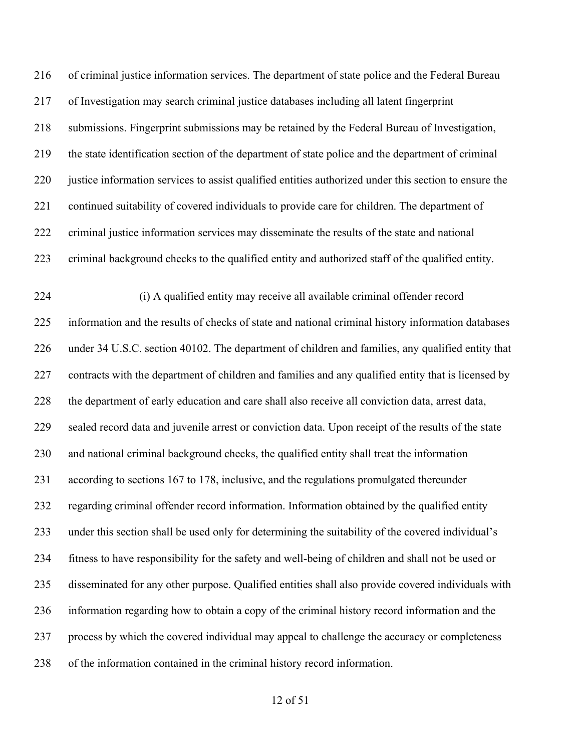of criminal justice information services. The department of state police and the Federal Bureau of Investigation may search criminal justice databases including all latent fingerprint submissions. Fingerprint submissions may be retained by the Federal Bureau of Investigation, the state identification section of the department of state police and the department of criminal justice information services to assist qualified entities authorized under this section to ensure the continued suitability of covered individuals to provide care for children. The department of criminal justice information services may disseminate the results of the state and national criminal background checks to the qualified entity and authorized staff of the qualified entity.

(i) A qualified entity may receive all available criminal offender record information and the results of checks of state and national criminal history information databases under 34 U.S.C. section 40102. The department of children and families, any qualified entity that contracts with the department of children and families and any qualified entity that is licensed by the department of early education and care shall also receive all conviction data, arrest data, sealed record data and juvenile arrest or conviction data. Upon receipt of the results of the state and national criminal background checks, the qualified entity shall treat the information according to sections 167 to 178, inclusive, and the regulations promulgated thereunder regarding criminal offender record information. Information obtained by the qualified entity under this section shall be used only for determining the suitability of the covered individual's fitness to have responsibility for the safety and well-being of children and shall not be used or disseminated for any other purpose. Qualified entities shall also provide covered individuals with information regarding how to obtain a copy of the criminal history record information and the process by which the covered individual may appeal to challenge the accuracy or completeness of the information contained in the criminal history record information.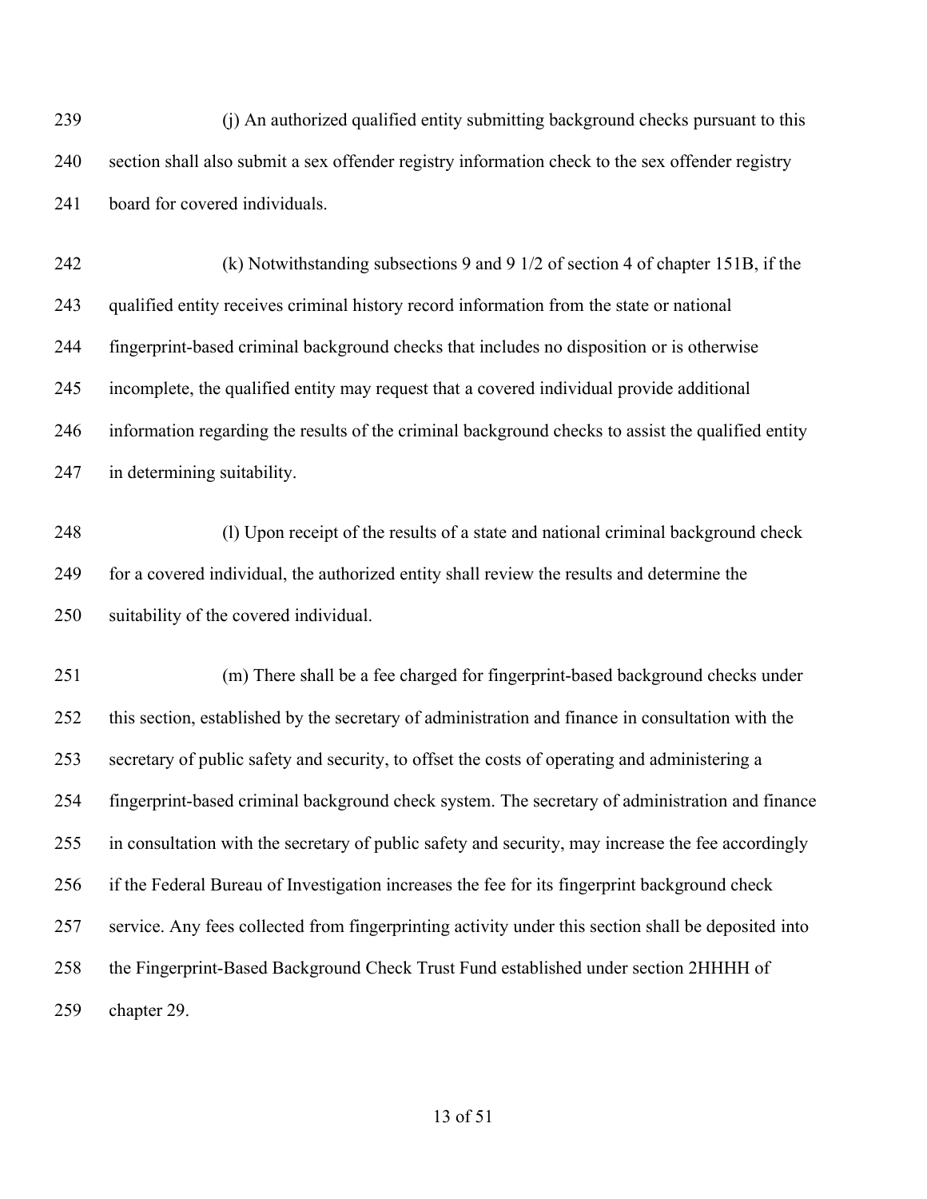(j) An authorized qualified entity submitting background checks pursuant to this section shall also submit a sex offender registry information check to the sex offender registry board for covered individuals.

(k) Notwithstanding subsections 9 and 9 1/2 of section 4 of chapter 151B, if the qualified entity receives criminal history record information from the state or national fingerprint-based criminal background checks that includes no disposition or is otherwise incomplete, the qualified entity may request that a covered individual provide additional information regarding the results of the criminal background checks to assist the qualified entity in determining suitability.

(l) Upon receipt of the results of a state and national criminal background check for a covered individual, the authorized entity shall review the results and determine the suitability of the covered individual.

(m) There shall be a fee charged for fingerprint-based background checks under this section, established by the secretary of administration and finance in consultation with the secretary of public safety and security, to offset the costs of operating and administering a fingerprint-based criminal background check system. The secretary of administration and finance in consultation with the secretary of public safety and security, may increase the fee accordingly if the Federal Bureau of Investigation increases the fee for its fingerprint background check service. Any fees collected from fingerprinting activity under this section shall be deposited into the Fingerprint-Based Background Check Trust Fund established under section 2HHHH of chapter 29.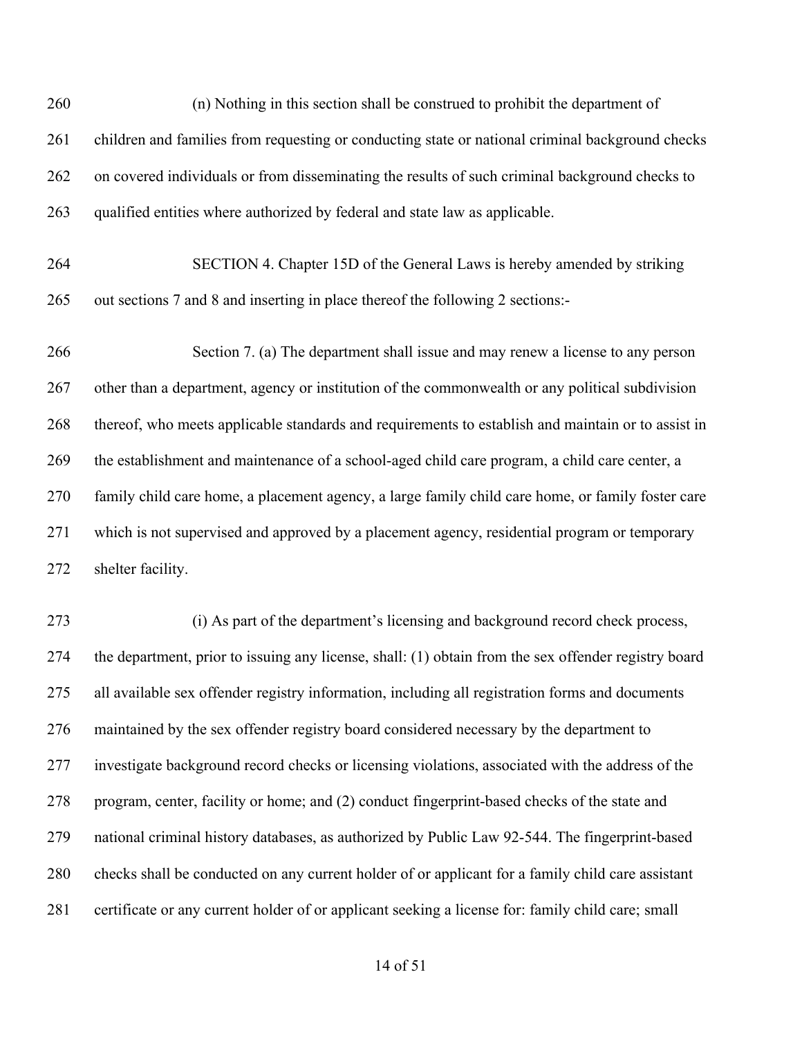260 (n) Nothing in this section shall be construed to prohibit the department of
261 children and families from requesting or conducting state or national criminal background checks
262 on covered individuals or from disseminating the results of such criminal background checks to
263 qualified entities where authorized by federal and state law as applicable.

264 SECTION 4. Chapter 15D of the General Laws is hereby amended by striking
265 out sections 7 and 8 and inserting in place thereof the following 2 sections:-

266 Section 7. (a) The department shall issue and may renew a license to any person
267 other than a department, agency or institution of the commonwealth or any political subdivision
268 thereof, who meets applicable standards and requirements to establish and maintain or to assist in
269 the establishment and maintenance of a school-aged child care program, a child care center, a
270 family child care home, a placement agency, a large family child care home, or family foster care
271 which is not supervised and approved by a placement agency, residential program or temporary
272 shelter facility.

273 (i) As part of the department's licensing and background record check process,
274 the department, prior to issuing any license, shall: (1) obtain from the sex offender registry board
275 all available sex offender registry information, including all registration forms and documents
276 maintained by the sex offender registry board considered necessary by the department to
277 investigate background record checks or licensing violations, associated with the address of the
278 program, center, facility or home; and (2) conduct fingerprint-based checks of the state and
279 national criminal history databases, as authorized by Public Law 92-544. The fingerprint-based
280 checks shall be conducted on any current holder of or applicant for a family child care assistant
281 certificate or any current holder of or applicant seeking a license for: family child care; small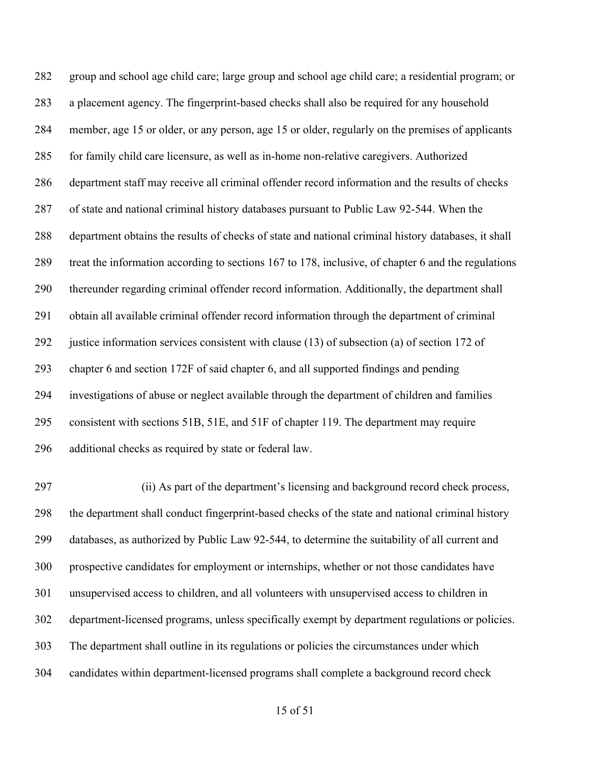group and school age child care; large group and school age child care; a residential program; or a placement agency. The fingerprint-based checks shall also be required for any household member, age 15 or older, or any person, age 15 or older, regularly on the premises of applicants for family child care licensure, as well as in-home non-relative caregivers. Authorized department staff may receive all criminal offender record information and the results of checks of state and national criminal history databases pursuant to Public Law 92-544. When the department obtains the results of checks of state and national criminal history databases, it shall treat the information according to sections 167 to 178, inclusive, of chapter 6 and the regulations thereunder regarding criminal offender record information. Additionally, the department shall obtain all available criminal offender record information through the department of criminal justice information services consistent with clause (13) of subsection (a) of section 172 of chapter 6 and section 172F of said chapter 6, and all supported findings and pending investigations of abuse or neglect available through the department of children and families consistent with sections 51B, 51E, and 51F of chapter 119. The department may require additional checks as required by state or federal law.

(ii) As part of the department's licensing and background record check process, the department shall conduct fingerprint-based checks of the state and national criminal history databases, as authorized by Public Law 92-544, to determine the suitability of all current and prospective candidates for employment or internships, whether or not those candidates have unsupervised access to children, and all volunteers with unsupervised access to children in department-licensed programs, unless specifically exempt by department regulations or policies. The department shall outline in its regulations or policies the circumstances under which candidates within department-licensed programs shall complete a background record check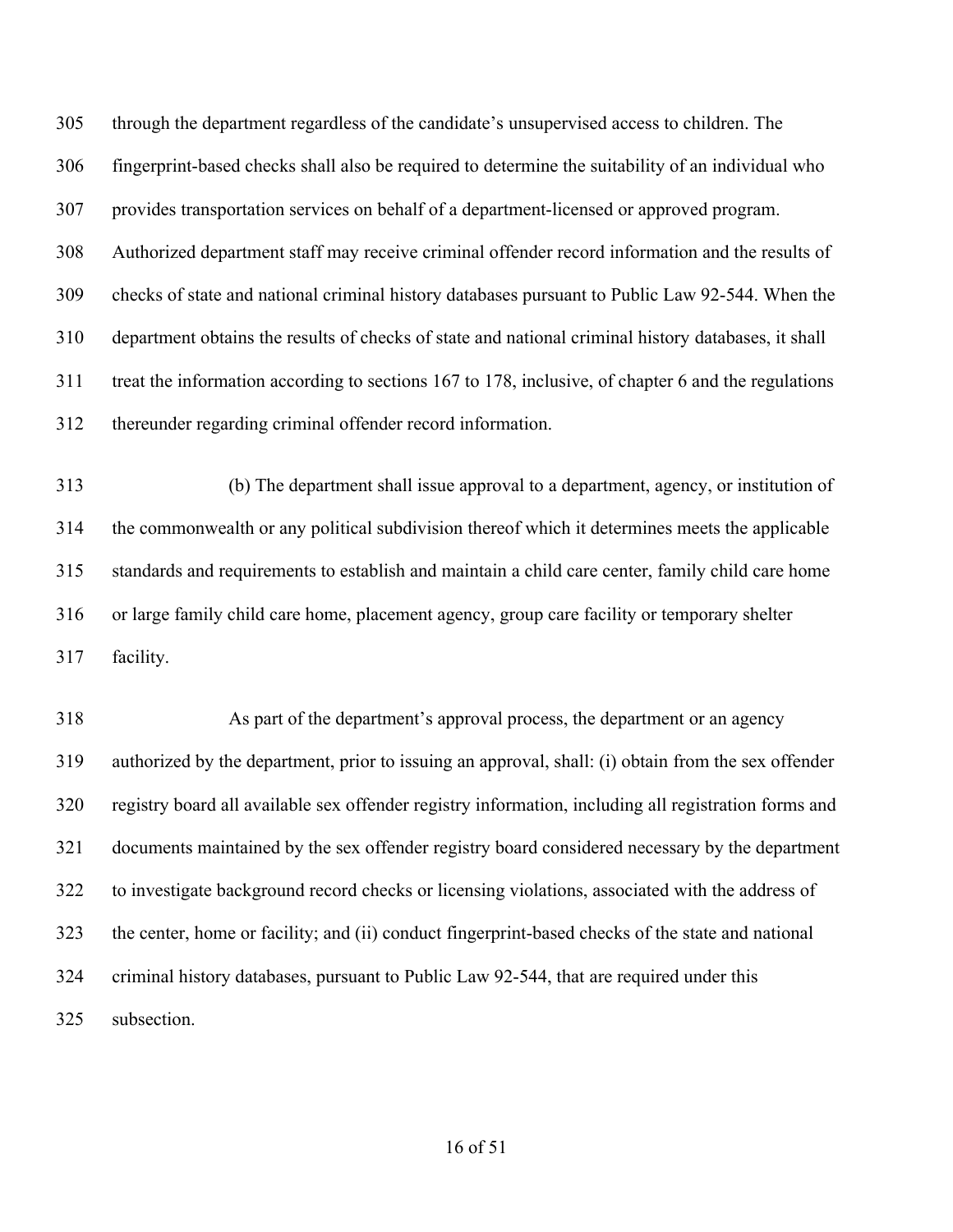305 through the department regardless of the candidate's unsupervised access to children. The
306 fingerprint-based checks shall also be required to determine the suitability of an individual who
307 provides transportation services on behalf of a department-licensed or approved program.
308 Authorized department staff may receive criminal offender record information and the results of
309 checks of state and national criminal history databases pursuant to Public Law 92-544. When the
310 department obtains the results of checks of state and national criminal history databases, it shall
311 treat the information according to sections 167 to 178, inclusive, of chapter 6 and the regulations
312 thereunder regarding criminal offender record information.

313 (b) The department shall issue approval to a department, agency, or institution of
314 the commonwealth or any political subdivision thereof which it determines meets the applicable
315 standards and requirements to establish and maintain a child care center, family child care home
316 or large family child care home, placement agency, group care facility or temporary shelter
317 facility.

318 As part of the department's approval process, the department or an agency
319 authorized by the department, prior to issuing an approval, shall: (i) obtain from the sex offender
320 registry board all available sex offender registry information, including all registration forms and
321 documents maintained by the sex offender registry board considered necessary by the department
322 to investigate background record checks or licensing violations, associated with the address of
323 the center, home or facility; and (ii) conduct fingerprint-based checks of the state and national
324 criminal history databases, pursuant to Public Law 92-544, that are required under this
325 subsection.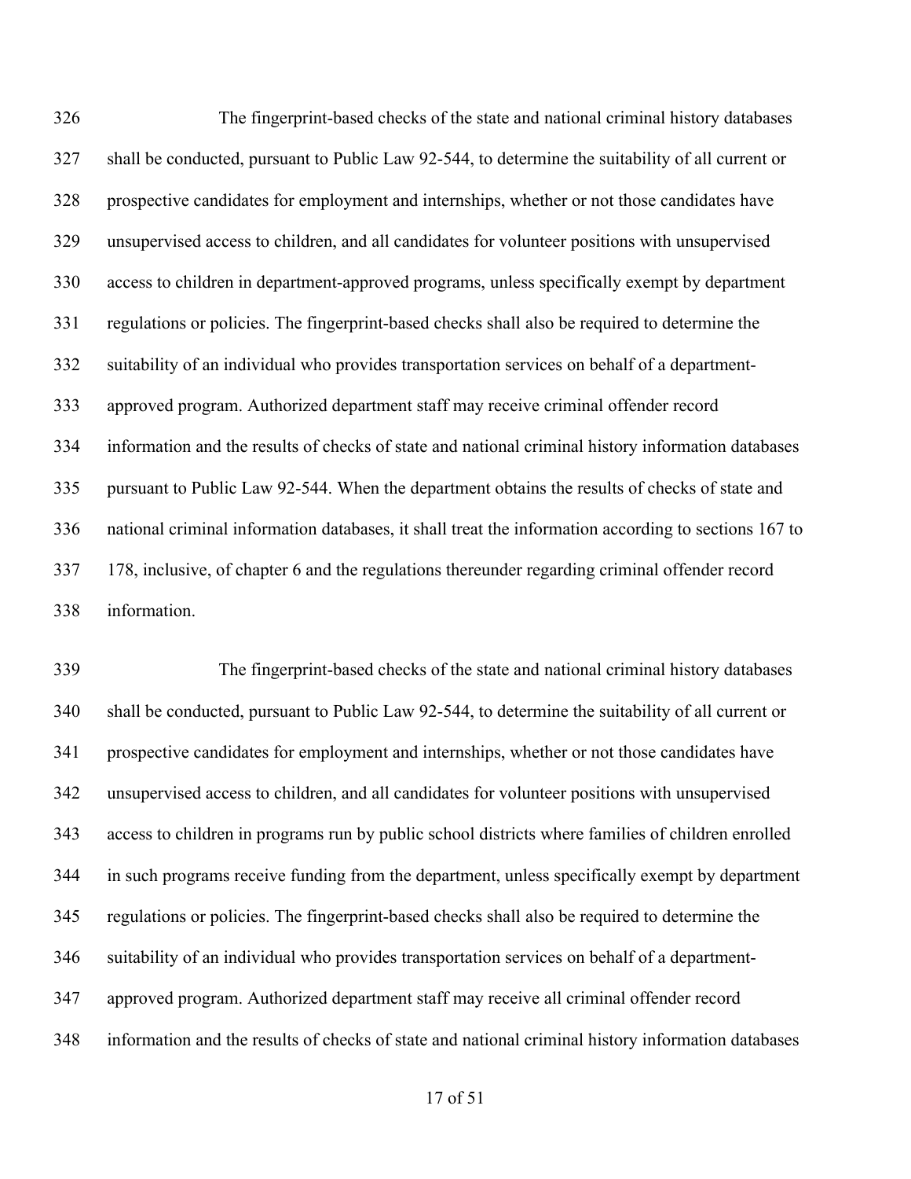The fingerprint-based checks of the state and national criminal history databases shall be conducted, pursuant to Public Law 92-544, to determine the suitability of all current or prospective candidates for employment and internships, whether or not those candidates have unsupervised access to children, and all candidates for volunteer positions with unsupervised access to children in department-approved programs, unless specifically exempt by department regulations or policies. The fingerprint-based checks shall also be required to determine the suitability of an individual who provides transportation services on behalf of a department-approved program. Authorized department staff may receive criminal offender record information and the results of checks of state and national criminal history information databases pursuant to Public Law 92-544. When the department obtains the results of checks of state and national criminal information databases, it shall treat the information according to sections 167 to 178, inclusive, of chapter 6 and the regulations thereunder regarding criminal offender record information.

The fingerprint-based checks of the state and national criminal history databases shall be conducted, pursuant to Public Law 92-544, to determine the suitability of all current or prospective candidates for employment and internships, whether or not those candidates have unsupervised access to children, and all candidates for volunteer positions with unsupervised access to children in programs run by public school districts where families of children enrolled in such programs receive funding from the department, unless specifically exempt by department regulations or policies. The fingerprint-based checks shall also be required to determine the suitability of an individual who provides transportation services on behalf of a department-approved program. Authorized department staff may receive all criminal offender record information and the results of checks of state and national criminal history information databases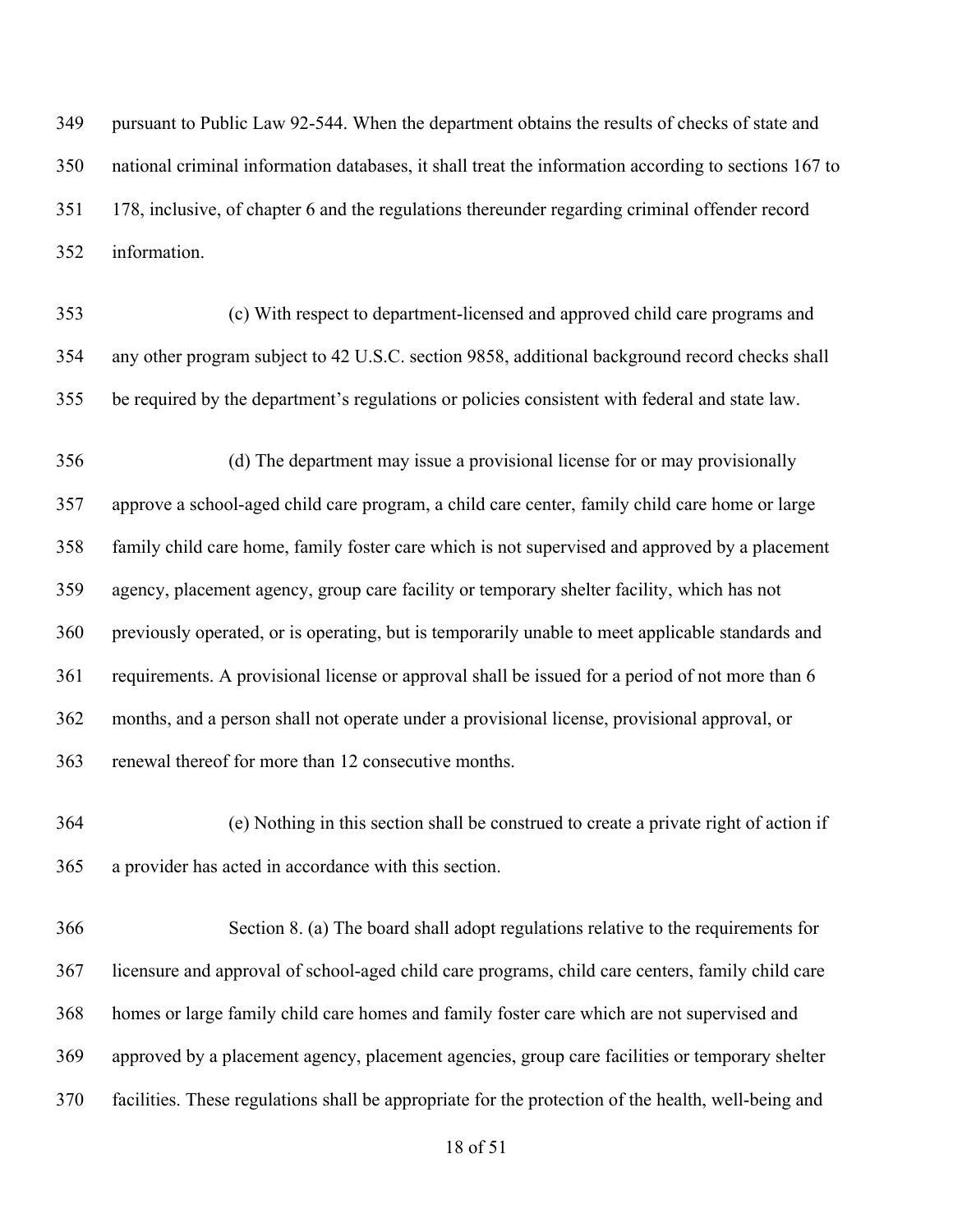pursuant to Public Law 92-544. When the department obtains the results of checks of state and national criminal information databases, it shall treat the information according to sections 167 to 178, inclusive, of chapter 6 and the regulations thereunder regarding criminal offender record information.

(c) With respect to department-licensed and approved child care programs and any other program subject to 42 U.S.C. section 9858, additional background record checks shall be required by the department's regulations or policies consistent with federal and state law.

(d) The department may issue a provisional license for or may provisionally approve a school-aged child care program, a child care center, family child care home or large family child care home, family foster care which is not supervised and approved by a placement agency, placement agency, group care facility or temporary shelter facility, which has not previously operated, or is operating, but is temporarily unable to meet applicable standards and requirements. A provisional license or approval shall be issued for a period of not more than 6 months, and a person shall not operate under a provisional license, provisional approval, or renewal thereof for more than 12 consecutive months.

(e) Nothing in this section shall be construed to create a private right of action if a provider has acted in accordance with this section.

Section 8. (a) The board shall adopt regulations relative to the requirements for licensure and approval of school-aged child care programs, child care centers, family child care homes or large family child care homes and family foster care which are not supervised and approved by a placement agency, placement agencies, group care facilities or temporary shelter facilities. These regulations shall be appropriate for the protection of the health, well-being and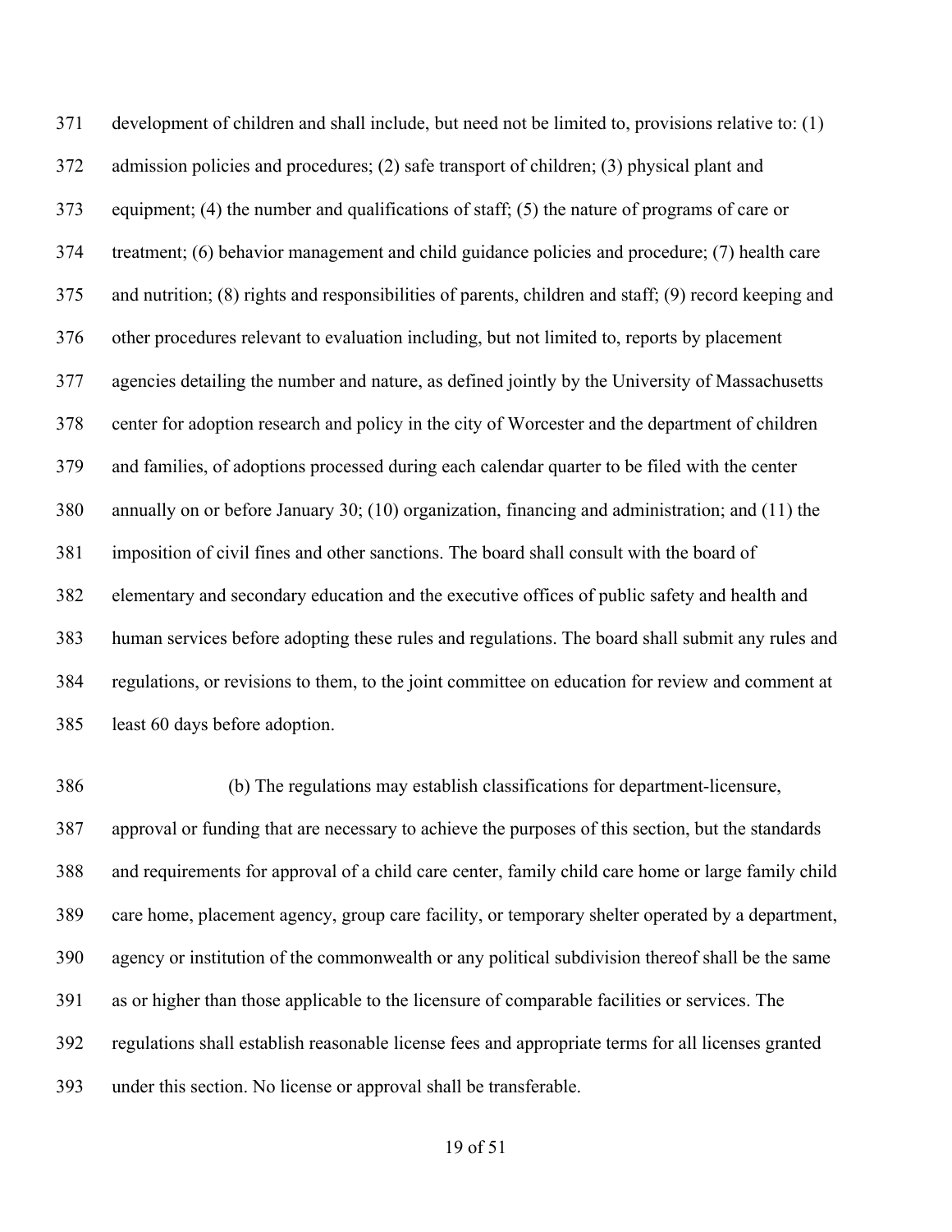development of children and shall include, but need not be limited to, provisions relative to: (1) admission policies and procedures; (2) safe transport of children; (3) physical plant and equipment; (4) the number and qualifications of staff; (5) the nature of programs of care or treatment; (6) behavior management and child guidance policies and procedure; (7) health care and nutrition; (8) rights and responsibilities of parents, children and staff; (9) record keeping and other procedures relevant to evaluation including, but not limited to, reports by placement agencies detailing the number and nature, as defined jointly by the University of Massachusetts center for adoption research and policy in the city of Worcester and the department of children and families, of adoptions processed during each calendar quarter to be filed with the center annually on or before January 30; (10) organization, financing and administration; and (11) the imposition of civil fines and other sanctions. The board shall consult with the board of elementary and secondary education and the executive offices of public safety and health and human services before adopting these rules and regulations. The board shall submit any rules and regulations, or revisions to them, to the joint committee on education for review and comment at least 60 days before adoption.

(b) The regulations may establish classifications for department-licensure, approval or funding that are necessary to achieve the purposes of this section, but the standards and requirements for approval of a child care center, family child care home or large family child care home, placement agency, group care facility, or temporary shelter operated by a department, agency or institution of the commonwealth or any political subdivision thereof shall be the same as or higher than those applicable to the licensure of comparable facilities or services. The regulations shall establish reasonable license fees and appropriate terms for all licenses granted under this section. No license or approval shall be transferable.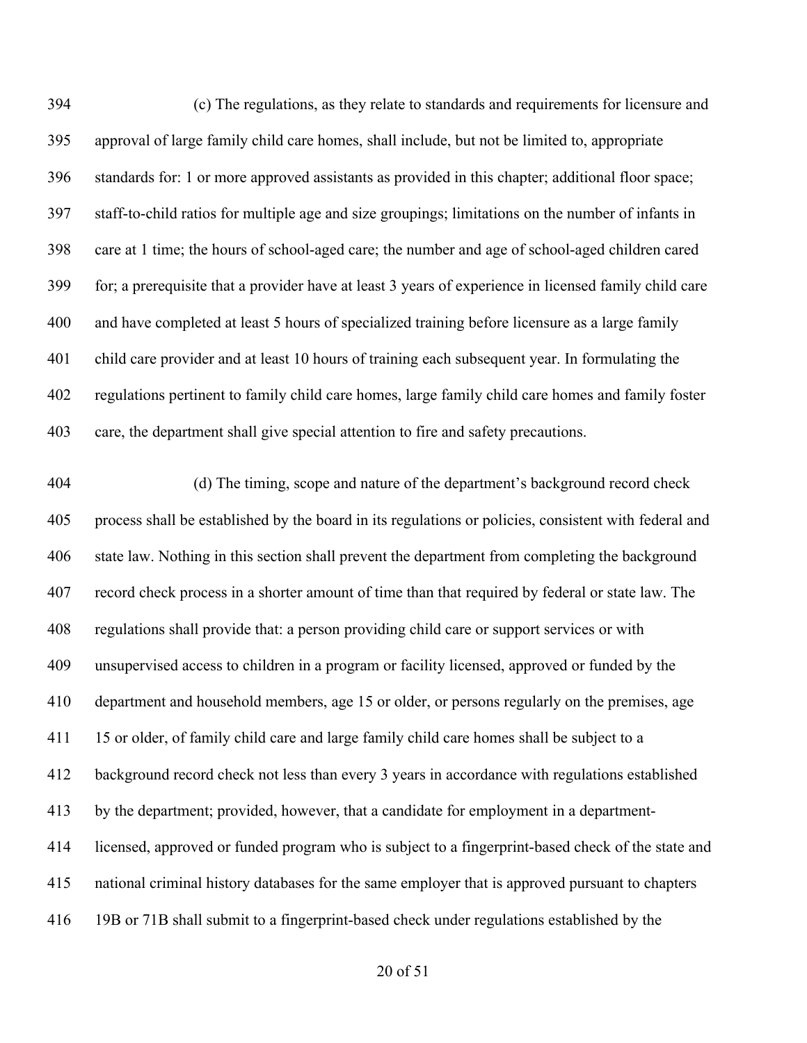(c) The regulations, as they relate to standards and requirements for licensure and approval of large family child care homes, shall include, but not be limited to, appropriate standards for: 1 or more approved assistants as provided in this chapter; additional floor space; staff-to-child ratios for multiple age and size groupings; limitations on the number of infants in care at 1 time; the hours of school-aged care; the number and age of school-aged children cared for; a prerequisite that a provider have at least 3 years of experience in licensed family child care and have completed at least 5 hours of specialized training before licensure as a large family child care provider and at least 10 hours of training each subsequent year. In formulating the regulations pertinent to family child care homes, large family child care homes and family foster care, the department shall give special attention to fire and safety precautions.

(d) The timing, scope and nature of the department's background record check process shall be established by the board in its regulations or policies, consistent with federal and state law. Nothing in this section shall prevent the department from completing the background record check process in a shorter amount of time than that required by federal or state law. The regulations shall provide that: a person providing child care or support services or with unsupervised access to children in a program or facility licensed, approved or funded by the department and household members, age 15 or older, or persons regularly on the premises, age 15 or older, of family child care and large family child care homes shall be subject to a background record check not less than every 3 years in accordance with regulations established by the department; provided, however, that a candidate for employment in a department-licensed, approved or funded program who is subject to a fingerprint-based check of the state and national criminal history databases for the same employer that is approved pursuant to chapters 19B or 71B shall submit to a fingerprint-based check under regulations established by the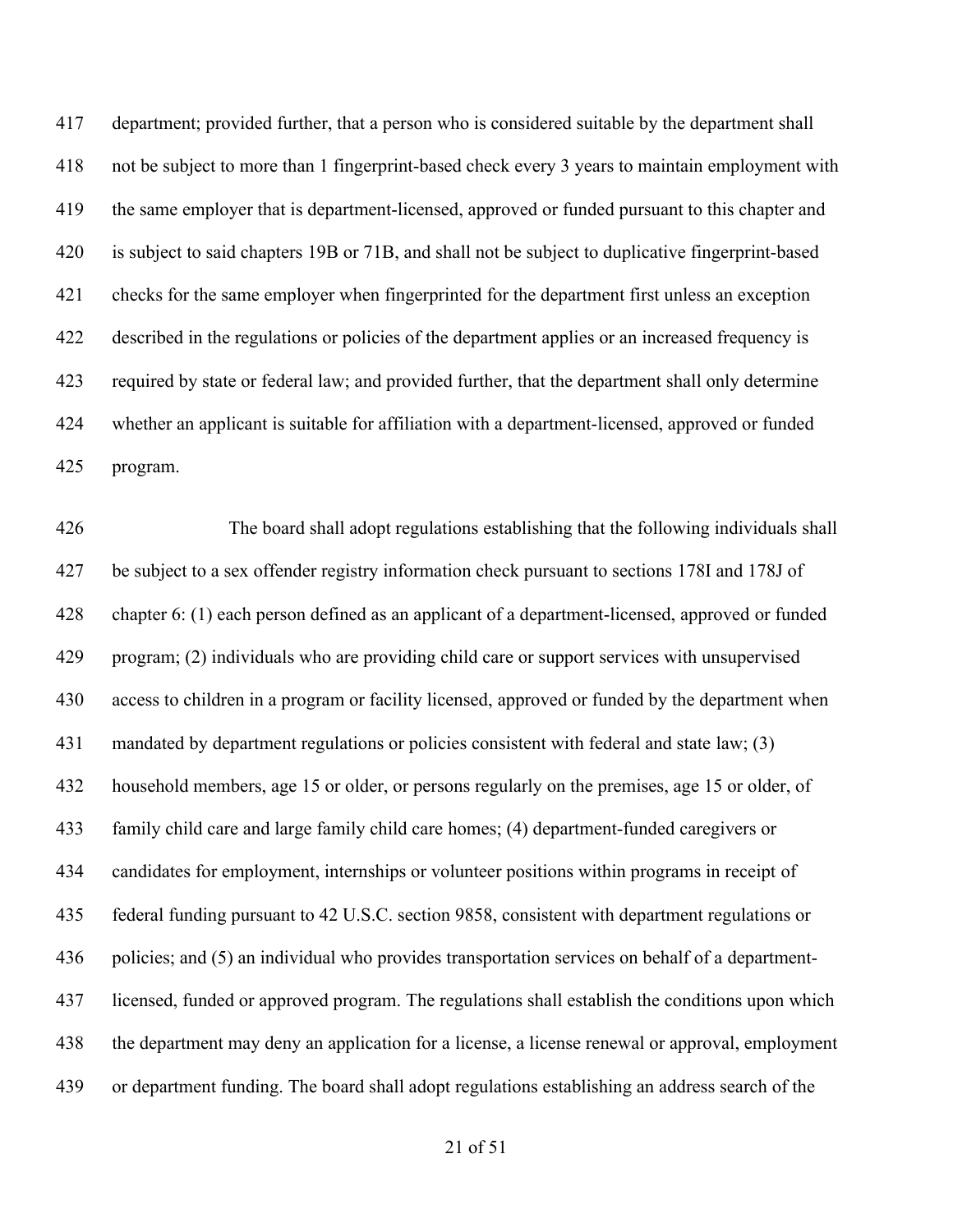department; provided further, that a person who is considered suitable by the department shall not be subject to more than 1 fingerprint-based check every 3 years to maintain employment with the same employer that is department-licensed, approved or funded pursuant to this chapter and is subject to said chapters 19B or 71B, and shall not be subject to duplicative fingerprint-based checks for the same employer when fingerprinted for the department first unless an exception described in the regulations or policies of the department applies or an increased frequency is required by state or federal law; and provided further, that the department shall only determine whether an applicant is suitable for affiliation with a department-licensed, approved or funded program.

The board shall adopt regulations establishing that the following individuals shall be subject to a sex offender registry information check pursuant to sections 178I and 178J of chapter 6: (1) each person defined as an applicant of a department-licensed, approved or funded program; (2) individuals who are providing child care or support services with unsupervised access to children in a program or facility licensed, approved or funded by the department when mandated by department regulations or policies consistent with federal and state law; (3) household members, age 15 or older, or persons regularly on the premises, age 15 or older, of family child care and large family child care homes; (4) department-funded caregivers or candidates for employment, internships or volunteer positions within programs in receipt of federal funding pursuant to 42 U.S.C. section 9858, consistent with department regulations or policies; and (5) an individual who provides transportation services on behalf of a department-licensed, funded or approved program. The regulations shall establish the conditions upon which the department may deny an application for a license, a license renewal or approval, employment or department funding. The board shall adopt regulations establishing an address search of the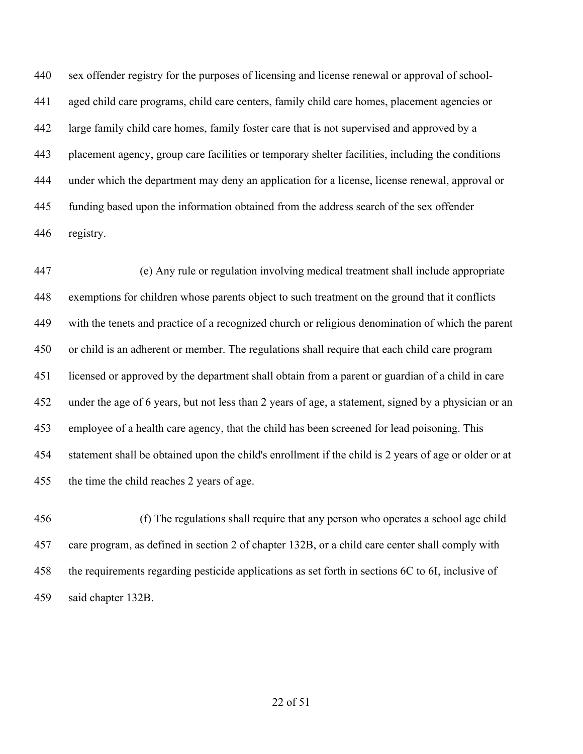sex offender registry for the purposes of licensing and license renewal or approval of school-aged child care programs, child care centers, family child care homes, placement agencies or large family child care homes, family foster care that is not supervised and approved by a placement agency, group care facilities or temporary shelter facilities, including the conditions under which the department may deny an application for a license, license renewal, approval or funding based upon the information obtained from the address search of the sex offender registry.

(e) Any rule or regulation involving medical treatment shall include appropriate exemptions for children whose parents object to such treatment on the ground that it conflicts with the tenets and practice of a recognized church or religious denomination of which the parent or child is an adherent or member. The regulations shall require that each child care program licensed or approved by the department shall obtain from a parent or guardian of a child in care under the age of 6 years, but not less than 2 years of age, a statement, signed by a physician or an employee of a health care agency, that the child has been screened for lead poisoning. This statement shall be obtained upon the child's enrollment if the child is 2 years of age or older or at the time the child reaches 2 years of age.

(f) The regulations shall require that any person who operates a school age child care program, as defined in section 2 of chapter 132B, or a child care center shall comply with the requirements regarding pesticide applications as set forth in sections 6C to 6I, inclusive of said chapter 132B.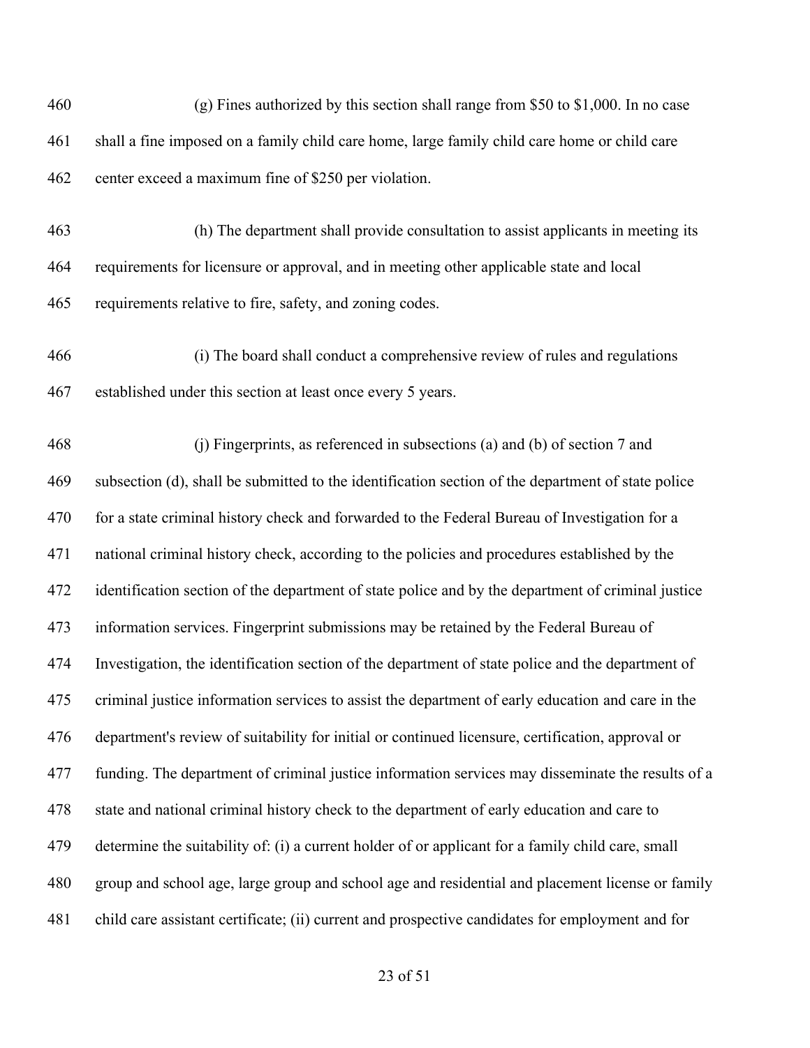(g) Fines authorized by this section shall range from $50 to $1,000. In no case shall a fine imposed on a family child care home, large family child care home or child care center exceed a maximum fine of $250 per violation.

(h) The department shall provide consultation to assist applicants in meeting its requirements for licensure or approval, and in meeting other applicable state and local requirements relative to fire, safety, and zoning codes.

(i) The board shall conduct a comprehensive review of rules and regulations established under this section at least once every 5 years.

(j) Fingerprints, as referenced in subsections (a) and (b) of section 7 and subsection (d), shall be submitted to the identification section of the department of state police for a state criminal history check and forwarded to the Federal Bureau of Investigation for a national criminal history check, according to the policies and procedures established by the identification section of the department of state police and by the department of criminal justice information services. Fingerprint submissions may be retained by the Federal Bureau of Investigation, the identification section of the department of state police and the department of criminal justice information services to assist the department of early education and care in the department's review of suitability for initial or continued licensure, certification, approval or funding. The department of criminal justice information services may disseminate the results of a state and national criminal history check to the department of early education and care to determine the suitability of: (i) a current holder of or applicant for a family child care, small group and school age, large group and school age and residential and placement license or family child care assistant certificate; (ii) current and prospective candidates for employment and for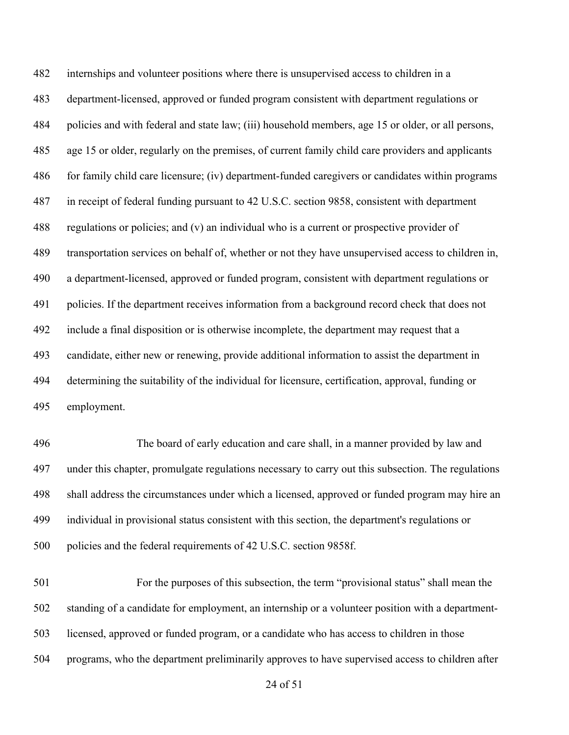internships and volunteer positions where there is unsupervised access to children in a department-licensed, approved or funded program consistent with department regulations or policies and with federal and state law; (iii) household members, age 15 or older, or all persons, age 15 or older, regularly on the premises, of current family child care providers and applicants for family child care licensure; (iv) department-funded caregivers or candidates within programs in receipt of federal funding pursuant to 42 U.S.C. section 9858, consistent with department regulations or policies; and (v) an individual who is a current or prospective provider of transportation services on behalf of, whether or not they have unsupervised access to children in, a department-licensed, approved or funded program, consistent with department regulations or policies. If the department receives information from a background record check that does not include a final disposition or is otherwise incomplete, the department may request that a candidate, either new or renewing, provide additional information to assist the department in determining the suitability of the individual for licensure, certification, approval, funding or employment.

The board of early education and care shall, in a manner provided by law and under this chapter, promulgate regulations necessary to carry out this subsection. The regulations shall address the circumstances under which a licensed, approved or funded program may hire an individual in provisional status consistent with this section, the department's regulations or policies and the federal requirements of 42 U.S.C. section 9858f.

For the purposes of this subsection, the term "provisional status" shall mean the standing of a candidate for employment, an internship or a volunteer position with a department-licensed, approved or funded program, or a candidate who has access to children in those programs, who the department preliminarily approves to have supervised access to children after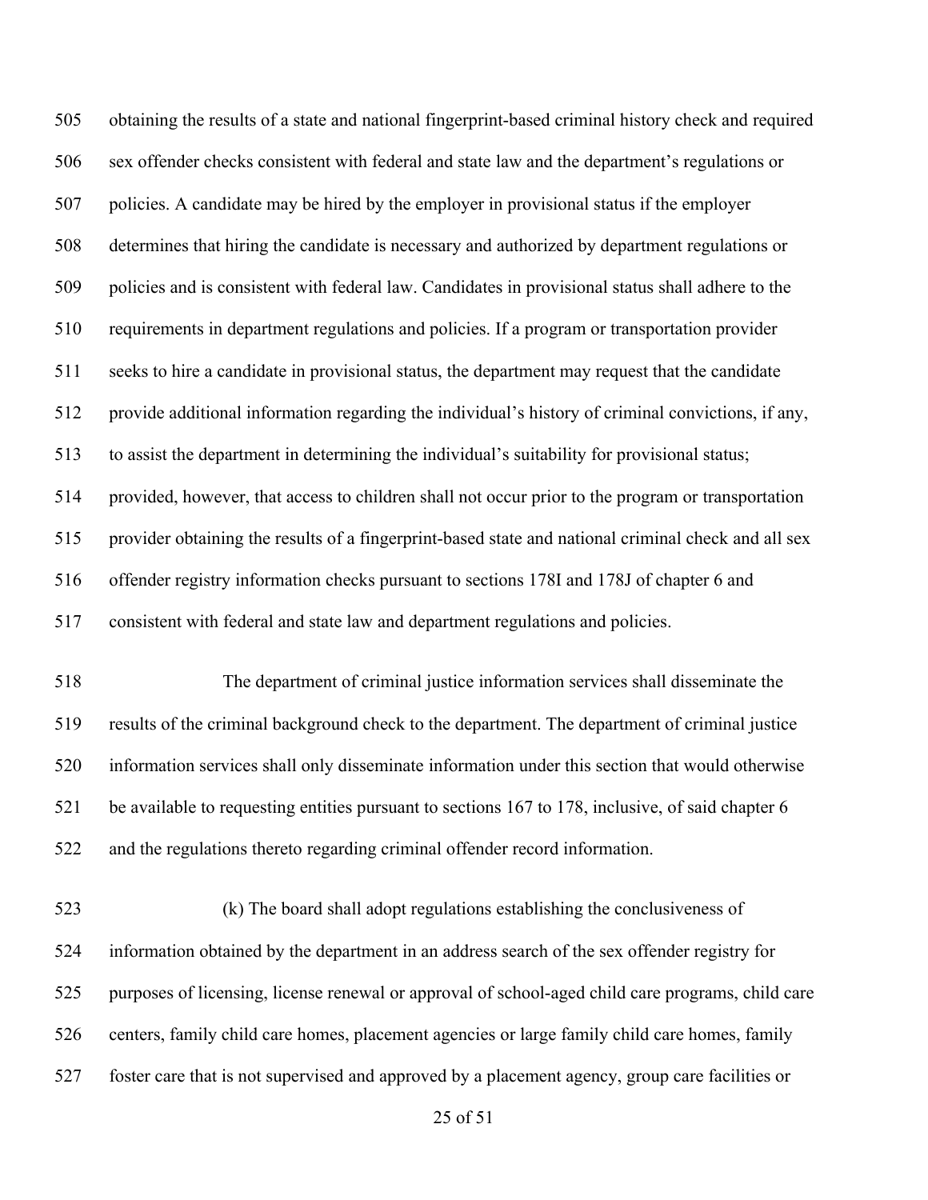obtaining the results of a state and national fingerprint-based criminal history check and required sex offender checks consistent with federal and state law and the department's regulations or policies. A candidate may be hired by the employer in provisional status if the employer determines that hiring the candidate is necessary and authorized by department regulations or policies and is consistent with federal law. Candidates in provisional status shall adhere to the requirements in department regulations and policies. If a program or transportation provider seeks to hire a candidate in provisional status, the department may request that the candidate provide additional information regarding the individual's history of criminal convictions, if any, to assist the department in determining the individual's suitability for provisional status; provided, however, that access to children shall not occur prior to the program or transportation provider obtaining the results of a fingerprint-based state and national criminal check and all sex offender registry information checks pursuant to sections 178I and 178J of chapter 6 and consistent with federal and state law and department regulations and policies.

The department of criminal justice information services shall disseminate the results of the criminal background check to the department. The department of criminal justice information services shall only disseminate information under this section that would otherwise be available to requesting entities pursuant to sections 167 to 178, inclusive, of said chapter 6 and the regulations thereto regarding criminal offender record information.

(k) The board shall adopt regulations establishing the conclusiveness of information obtained by the department in an address search of the sex offender registry for purposes of licensing, license renewal or approval of school-aged child care programs, child care centers, family child care homes, placement agencies or large family child care homes, family foster care that is not supervised and approved by a placement agency, group care facilities or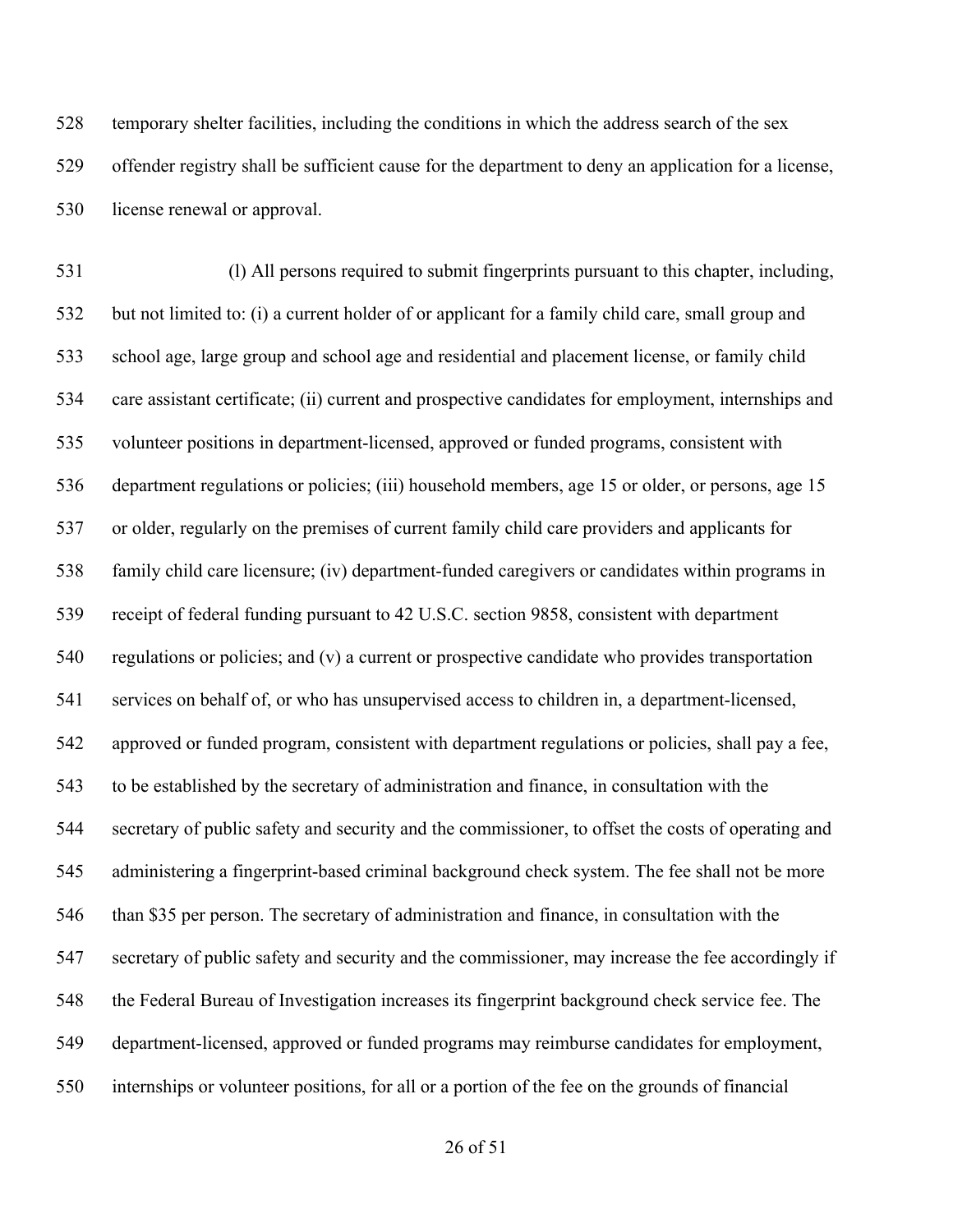temporary shelter facilities, including the conditions in which the address search of the sex offender registry shall be sufficient cause for the department to deny an application for a license, license renewal or approval.

(l) All persons required to submit fingerprints pursuant to this chapter, including, but not limited to: (i) a current holder of or applicant for a family child care, small group and school age, large group and school age and residential and placement license, or family child care assistant certificate; (ii) current and prospective candidates for employment, internships and volunteer positions in department-licensed, approved or funded programs, consistent with department regulations or policies; (iii) household members, age 15 or older, or persons, age 15 or older, regularly on the premises of current family child care providers and applicants for family child care licensure; (iv) department-funded caregivers or candidates within programs in receipt of federal funding pursuant to 42 U.S.C. section 9858, consistent with department regulations or policies; and (v) a current or prospective candidate who provides transportation services on behalf of, or who has unsupervised access to children in, a department-licensed, approved or funded program, consistent with department regulations or policies, shall pay a fee, to be established by the secretary of administration and finance, in consultation with the secretary of public safety and security and the commissioner, to offset the costs of operating and administering a fingerprint-based criminal background check system. The fee shall not be more than $35 per person. The secretary of administration and finance, in consultation with the secretary of public safety and security and the commissioner, may increase the fee accordingly if the Federal Bureau of Investigation increases its fingerprint background check service fee. The department-licensed, approved or funded programs may reimburse candidates for employment, internships or volunteer positions, for all or a portion of the fee on the grounds of financial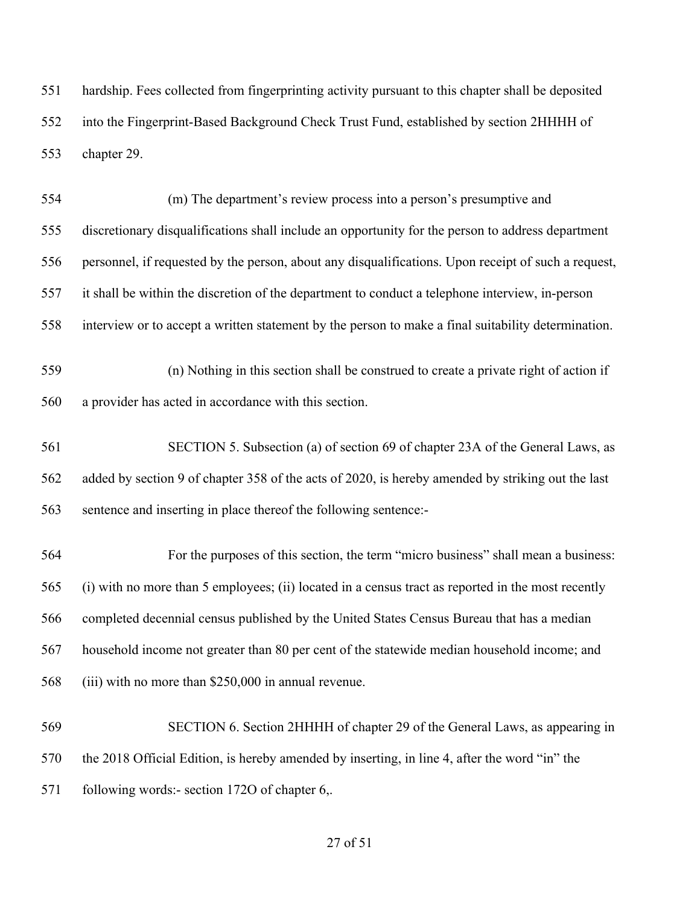hardship. Fees collected from fingerprinting activity pursuant to this chapter shall be deposited into the Fingerprint-Based Background Check Trust Fund, established by section 2HHHH of chapter 29.

(m) The department's review process into a person's presumptive and discretionary disqualifications shall include an opportunity for the person to address department personnel, if requested by the person, about any disqualifications. Upon receipt of such a request, it shall be within the discretion of the department to conduct a telephone interview, in-person interview or to accept a written statement by the person to make a final suitability determination.

(n) Nothing in this section shall be construed to create a private right of action if a provider has acted in accordance with this section.

SECTION 5. Subsection (a) of section 69 of chapter 23A of the General Laws, as added by section 9 of chapter 358 of the acts of 2020, is hereby amended by striking out the last sentence and inserting in place thereof the following sentence:-

For the purposes of this section, the term "micro business" shall mean a business: (i) with no more than 5 employees; (ii) located in a census tract as reported in the most recently completed decennial census published by the United States Census Bureau that has a median household income not greater than 80 per cent of the statewide median household income; and (iii) with no more than $250,000 in annual revenue.

SECTION 6. Section 2HHHH of chapter 29 of the General Laws, as appearing in the 2018 Official Edition, is hereby amended by inserting, in line 4, after the word "in" the following words:- section 172O of chapter 6,.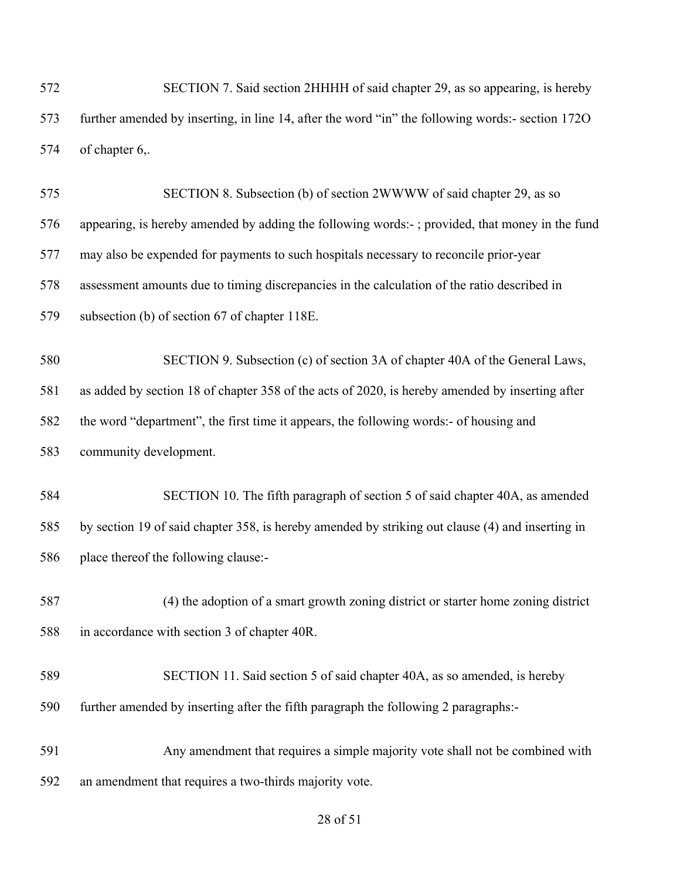572 SECTION 7. Said section 2HHHH of said chapter 29, as so appearing, is hereby
573 further amended by inserting, in line 14, after the word "in" the following words:- section 172O
574 of chapter 6,.

575 SECTION 8. Subsection (b) of section 2WWWW of said chapter 29, as so
576 appearing, is hereby amended by adding the following words:- ; provided, that money in the fund
577 may also be expended for payments to such hospitals necessary to reconcile prior-year
578 assessment amounts due to timing discrepancies in the calculation of the ratio described in
579 subsection (b) of section 67 of chapter 118E.

580 SECTION 9. Subsection (c) of section 3A of chapter 40A of the General Laws,
581 as added by section 18 of chapter 358 of the acts of 2020, is hereby amended by inserting after
582 the word "department", the first time it appears, the following words:- of housing and
583 community development.

584 SECTION 10. The fifth paragraph of section 5 of said chapter 40A, as amended
585 by section 19 of said chapter 358, is hereby amended by striking out clause (4) and inserting in
586 place thereof the following clause:-

587 (4) the adoption of a smart growth zoning district or starter home zoning district
588 in accordance with section 3 of chapter 40R.

589 SECTION 11. Said section 5 of said chapter 40A, as so amended, is hereby
590 further amended by inserting after the fifth paragraph the following 2 paragraphs:-

591 Any amendment that requires a simple majority vote shall not be combined with
592 an amendment that requires a two-thirds majority vote.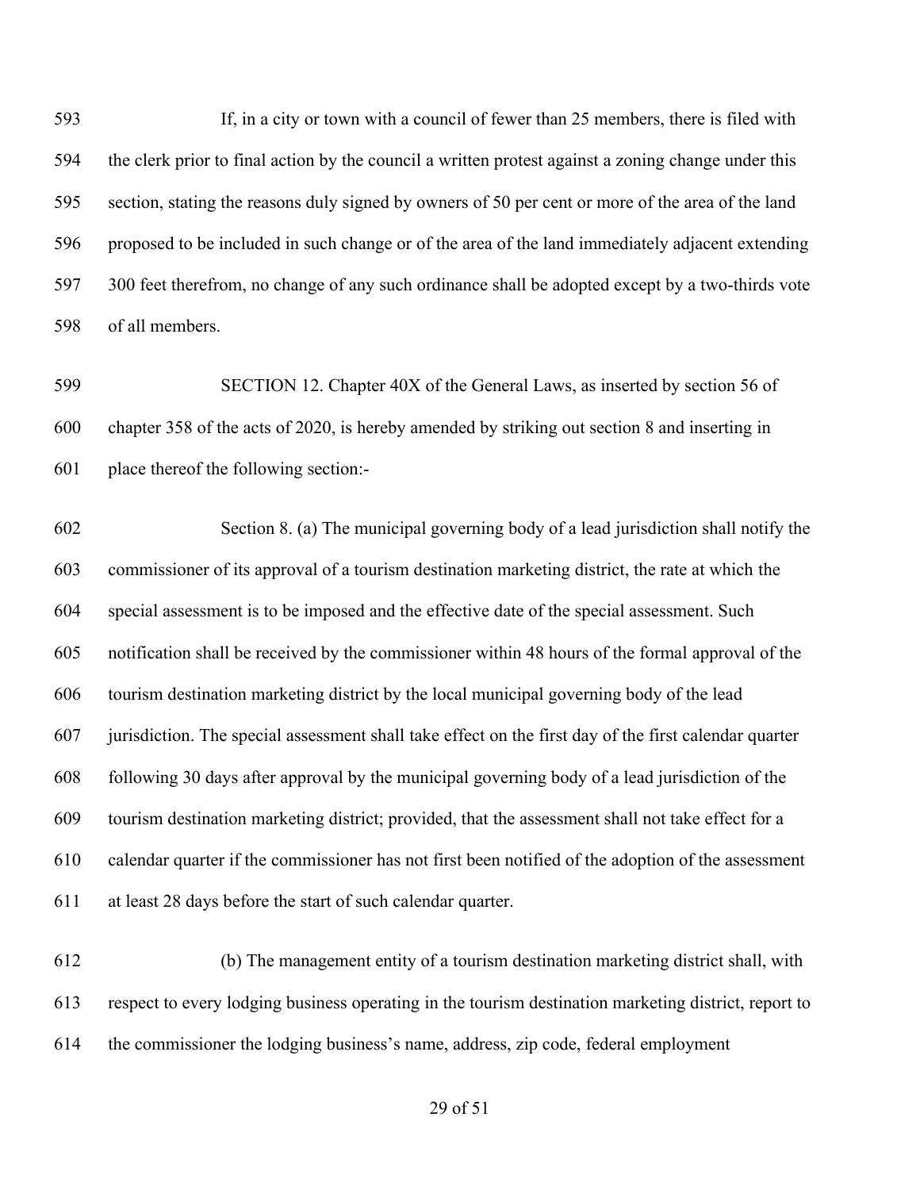If, in a city or town with a council of fewer than 25 members, there is filed with the clerk prior to final action by the council a written protest against a zoning change under this section, stating the reasons duly signed by owners of 50 per cent or more of the area of the land proposed to be included in such change or of the area of the land immediately adjacent extending 300 feet therefrom, no change of any such ordinance shall be adopted except by a two-thirds vote of all members.

SECTION 12. Chapter 40X of the General Laws, as inserted by section 56 of chapter 358 of the acts of 2020, is hereby amended by striking out section 8 and inserting in place thereof the following section:-

Section 8. (a) The municipal governing body of a lead jurisdiction shall notify the commissioner of its approval of a tourism destination marketing district, the rate at which the special assessment is to be imposed and the effective date of the special assessment. Such notification shall be received by the commissioner within 48 hours of the formal approval of the tourism destination marketing district by the local municipal governing body of the lead jurisdiction. The special assessment shall take effect on the first day of the first calendar quarter following 30 days after approval by the municipal governing body of a lead jurisdiction of the tourism destination marketing district; provided, that the assessment shall not take effect for a calendar quarter if the commissioner has not first been notified of the adoption of the assessment at least 28 days before the start of such calendar quarter.

(b) The management entity of a tourism destination marketing district shall, with respect to every lodging business operating in the tourism destination marketing district, report to the commissioner the lodging business's name, address, zip code, federal employment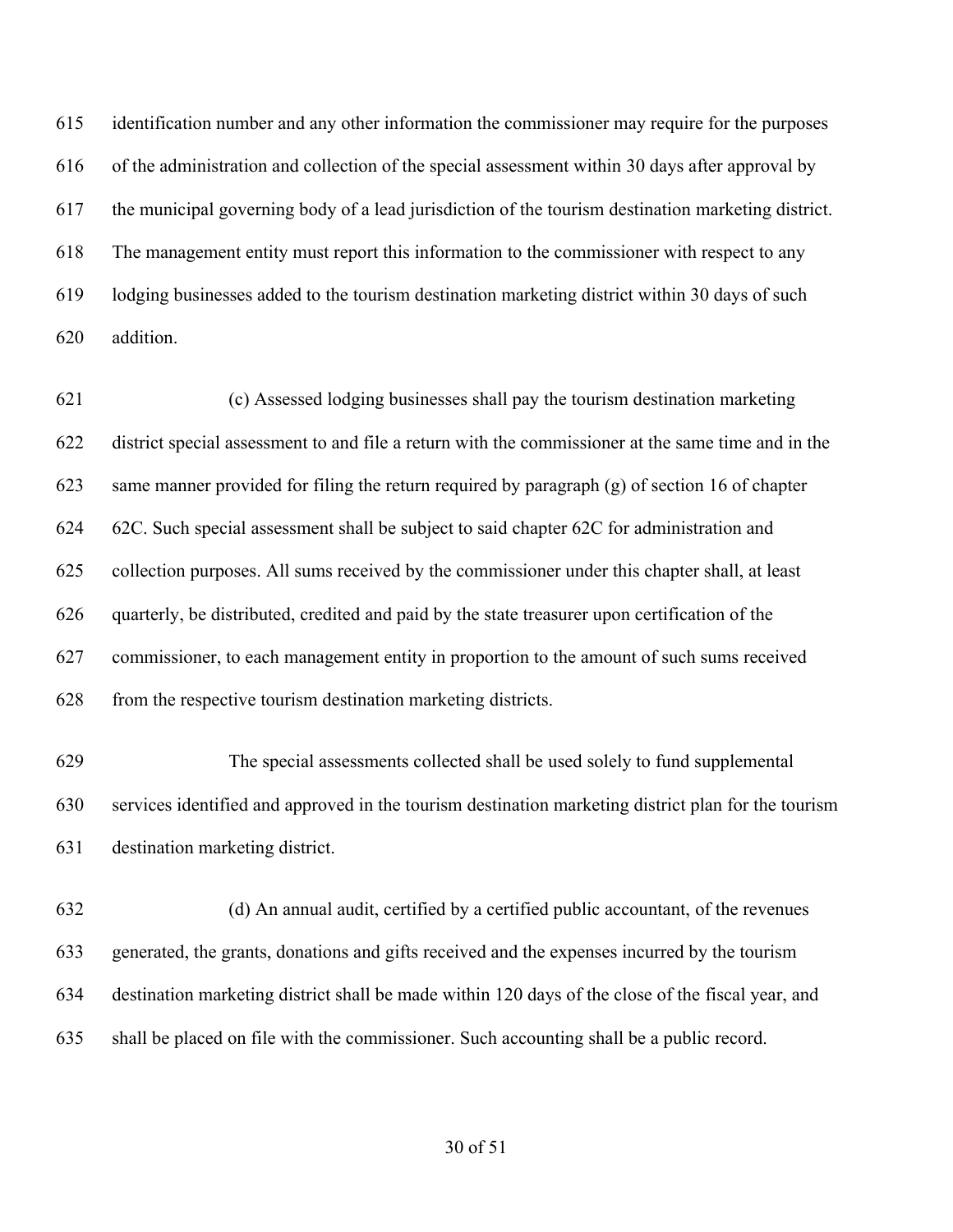identification number and any other information the commissioner may require for the purposes of the administration and collection of the special assessment within 30 days after approval by the municipal governing body of a lead jurisdiction of the tourism destination marketing district. The management entity must report this information to the commissioner with respect to any lodging businesses added to the tourism destination marketing district within 30 days of such addition.

(c) Assessed lodging businesses shall pay the tourism destination marketing district special assessment to and file a return with the commissioner at the same time and in the same manner provided for filing the return required by paragraph (g) of section 16 of chapter 62C. Such special assessment shall be subject to said chapter 62C for administration and collection purposes. All sums received by the commissioner under this chapter shall, at least quarterly, be distributed, credited and paid by the state treasurer upon certification of the commissioner, to each management entity in proportion to the amount of such sums received from the respective tourism destination marketing districts.

The special assessments collected shall be used solely to fund supplemental services identified and approved in the tourism destination marketing district plan for the tourism destination marketing district.

(d) An annual audit, certified by a certified public accountant, of the revenues generated, the grants, donations and gifts received and the expenses incurred by the tourism destination marketing district shall be made within 120 days of the close of the fiscal year, and shall be placed on file with the commissioner. Such accounting shall be a public record.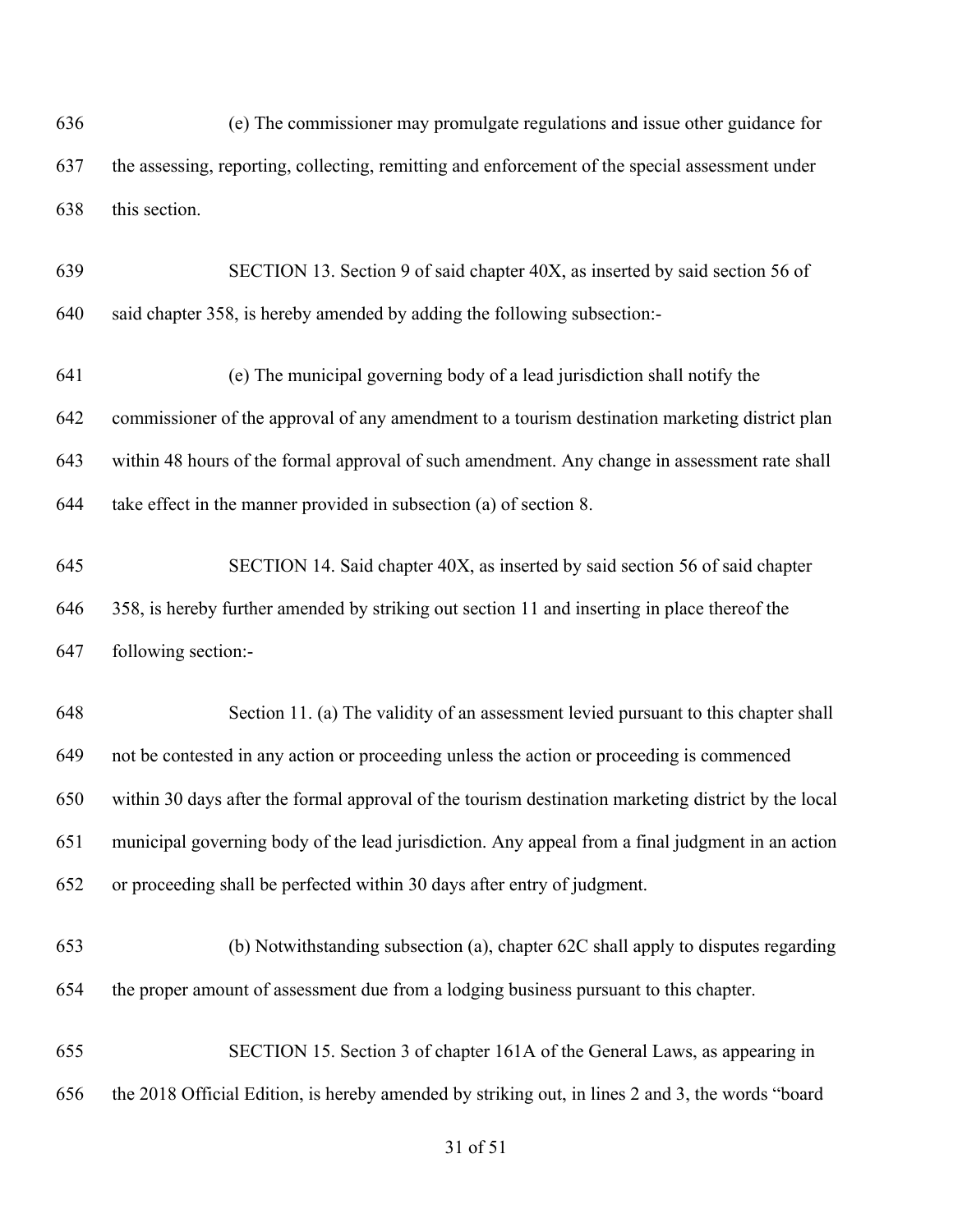(e) The commissioner may promulgate regulations and issue other guidance for the assessing, reporting, collecting, remitting and enforcement of the special assessment under this section.

SECTION 13. Section 9 of said chapter 40X, as inserted by said section 56 of said chapter 358, is hereby amended by adding the following subsection:-

(e) The municipal governing body of a lead jurisdiction shall notify the commissioner of the approval of any amendment to a tourism destination marketing district plan within 48 hours of the formal approval of such amendment. Any change in assessment rate shall take effect in the manner provided in subsection (a) of section 8.

SECTION 14. Said chapter 40X, as inserted by said section 56 of said chapter 358, is hereby further amended by striking out section 11 and inserting in place thereof the following section:-

Section 11. (a) The validity of an assessment levied pursuant to this chapter shall not be contested in any action or proceeding unless the action or proceeding is commenced within 30 days after the formal approval of the tourism destination marketing district by the local municipal governing body of the lead jurisdiction. Any appeal from a final judgment in an action or proceeding shall be perfected within 30 days after entry of judgment.

(b) Notwithstanding subsection (a), chapter 62C shall apply to disputes regarding the proper amount of assessment due from a lodging business pursuant to this chapter.

SECTION 15. Section 3 of chapter 161A of the General Laws, as appearing in the 2018 Official Edition, is hereby amended by striking out, in lines 2 and 3, the words "board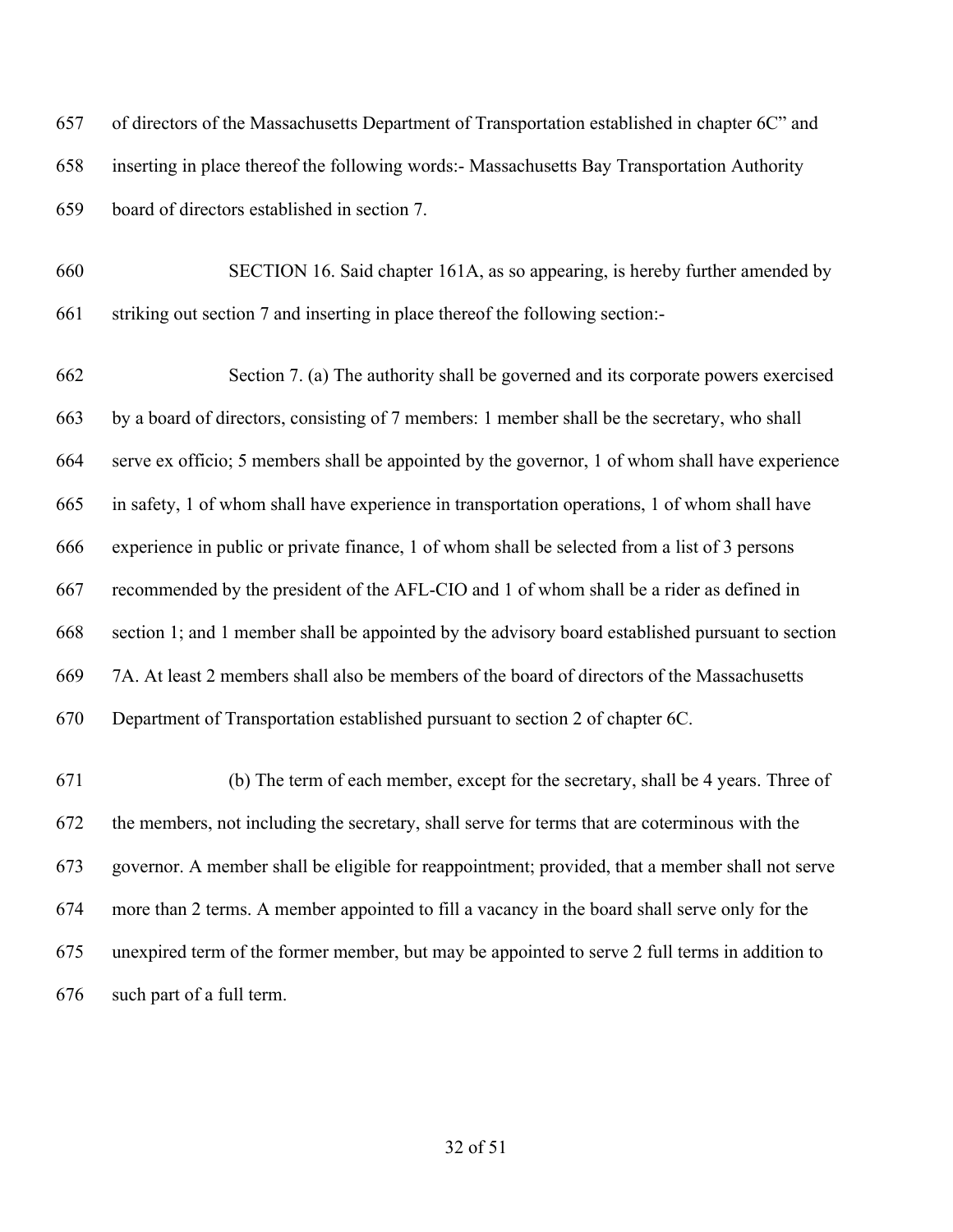657 of directors of the Massachusetts Department of Transportation established in chapter 6C" and

658 inserting in place thereof the following words:- Massachusetts Bay Transportation Authority

659 board of directors established in section 7.

660 SECTION 16. Said chapter 161A, as so appearing, is hereby further amended by

661 striking out section 7 and inserting in place thereof the following section:-

662 Section 7. (a) The authority shall be governed and its corporate powers exercised

663 by a board of directors, consisting of 7 members: 1 member shall be the secretary, who shall

664 serve ex officio; 5 members shall be appointed by the governor, 1 of whom shall have experience

665 in safety, 1 of whom shall have experience in transportation operations, 1 of whom shall have

666 experience in public or private finance, 1 of whom shall be selected from a list of 3 persons

667 recommended by the president of the AFL-CIO and 1 of whom shall be a rider as defined in

668 section 1; and 1 member shall be appointed by the advisory board established pursuant to section

669 7A. At least 2 members shall also be members of the board of directors of the Massachusetts

670 Department of Transportation established pursuant to section 2 of chapter 6C.

671 (b) The term of each member, except for the secretary, shall be 4 years. Three of

672 the members, not including the secretary, shall serve for terms that are coterminous with the

673 governor. A member shall be eligible for reappointment; provided, that a member shall not serve

674 more than 2 terms. A member appointed to fill a vacancy in the board shall serve only for the

675 unexpired term of the former member, but may be appointed to serve 2 full terms in addition to

676 such part of a full term.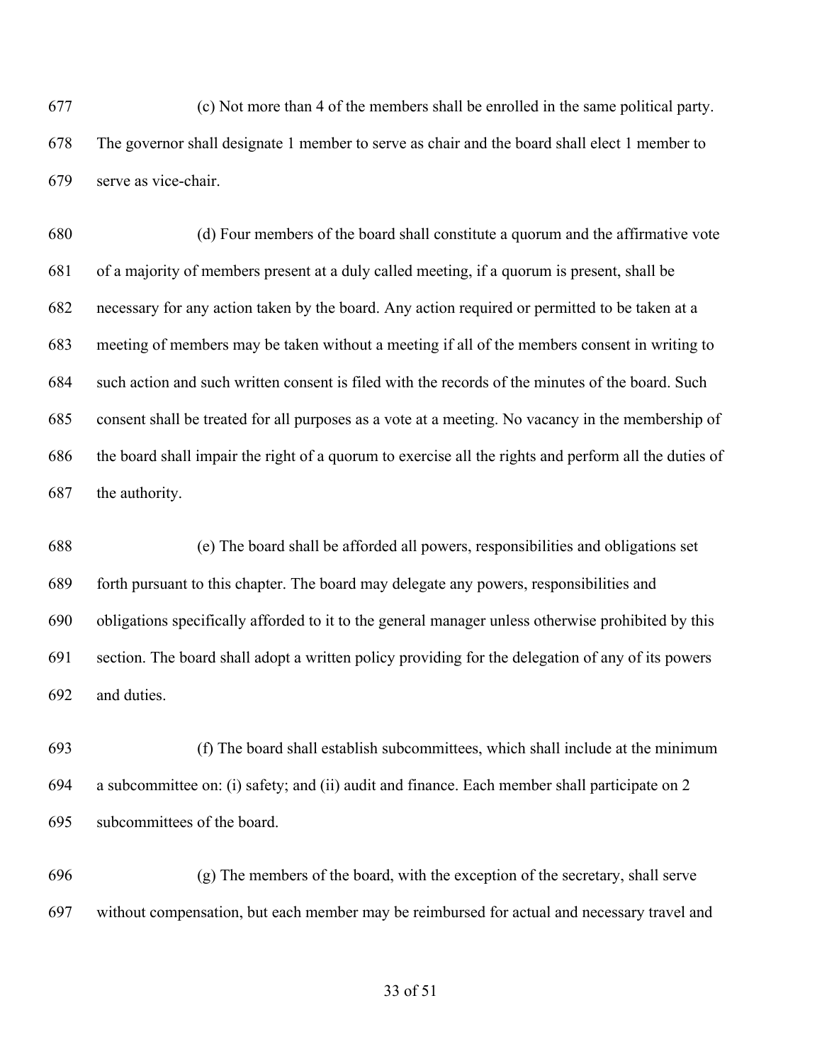(c) Not more than 4 of the members shall be enrolled in the same political party. The governor shall designate 1 member to serve as chair and the board shall elect 1 member to serve as vice-chair.

(d) Four members of the board shall constitute a quorum and the affirmative vote of a majority of members present at a duly called meeting, if a quorum is present, shall be necessary for any action taken by the board. Any action required or permitted to be taken at a meeting of members may be taken without a meeting if all of the members consent in writing to such action and such written consent is filed with the records of the minutes of the board. Such consent shall be treated for all purposes as a vote at a meeting. No vacancy in the membership of the board shall impair the right of a quorum to exercise all the rights and perform all the duties of the authority.

(e) The board shall be afforded all powers, responsibilities and obligations set forth pursuant to this chapter. The board may delegate any powers, responsibilities and obligations specifically afforded to it to the general manager unless otherwise prohibited by this section. The board shall adopt a written policy providing for the delegation of any of its powers and duties.

(f) The board shall establish subcommittees, which shall include at the minimum a subcommittee on: (i) safety; and (ii) audit and finance. Each member shall participate on 2 subcommittees of the board.

(g) The members of the board, with the exception of the secretary, shall serve without compensation, but each member may be reimbursed for actual and necessary travel and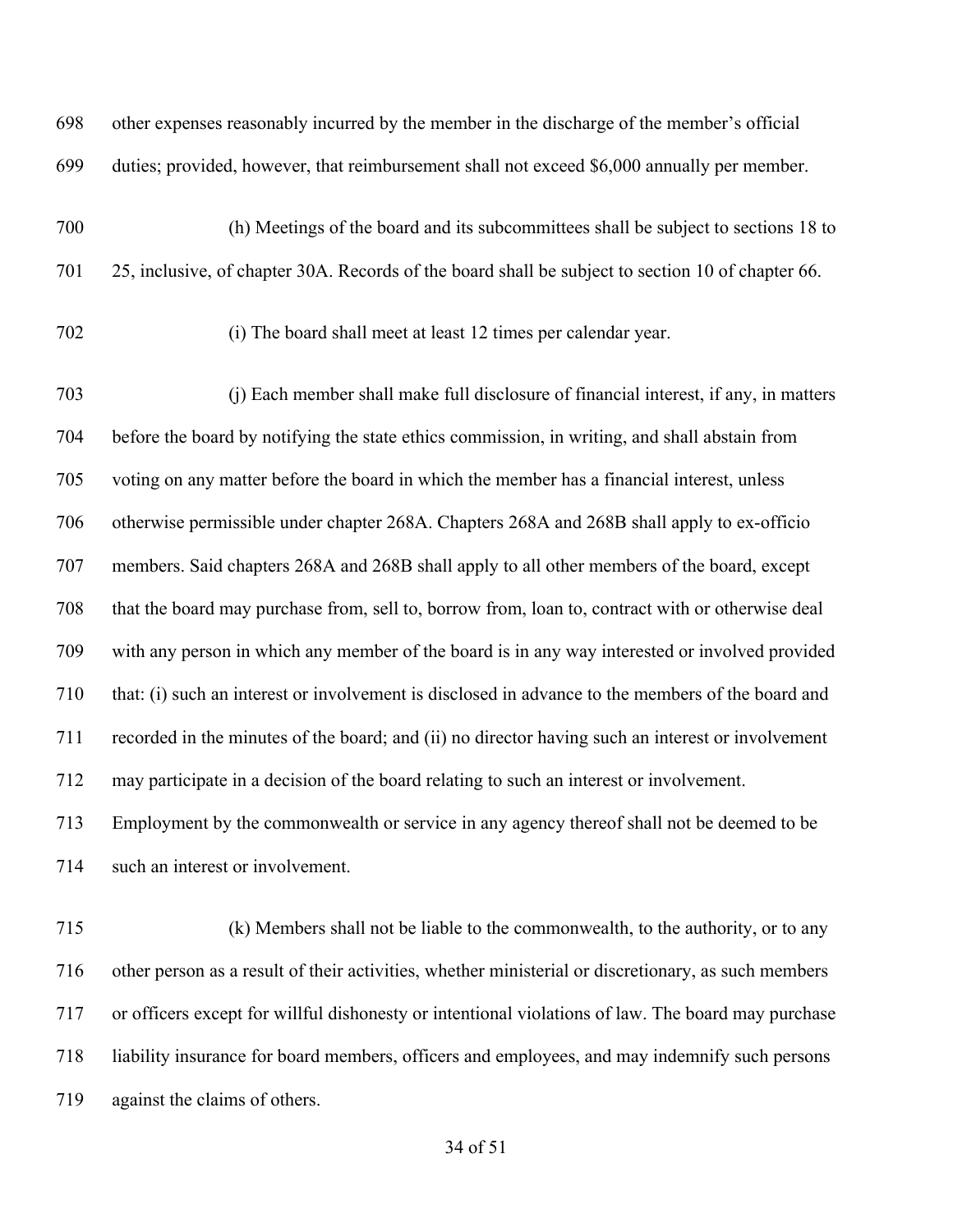other expenses reasonably incurred by the member in the discharge of the member's official duties; provided, however, that reimbursement shall not exceed $6,000 annually per member.

(h) Meetings of the board and its subcommittees shall be subject to sections 18 to 25, inclusive, of chapter 30A. Records of the board shall be subject to section 10 of chapter 66.

(i) The board shall meet at least 12 times per calendar year.

(j) Each member shall make full disclosure of financial interest, if any, in matters before the board by notifying the state ethics commission, in writing, and shall abstain from voting on any matter before the board in which the member has a financial interest, unless otherwise permissible under chapter 268A. Chapters 268A and 268B shall apply to ex-officio members. Said chapters 268A and 268B shall apply to all other members of the board, except that the board may purchase from, sell to, borrow from, loan to, contract with or otherwise deal with any person in which any member of the board is in any way interested or involved provided that: (i) such an interest or involvement is disclosed in advance to the members of the board and recorded in the minutes of the board; and (ii) no director having such an interest or involvement may participate in a decision of the board relating to such an interest or involvement. Employment by the commonwealth or service in any agency thereof shall not be deemed to be such an interest or involvement.

(k) Members shall not be liable to the commonwealth, to the authority, or to any other person as a result of their activities, whether ministerial or discretionary, as such members or officers except for willful dishonesty or intentional violations of law. The board may purchase liability insurance for board members, officers and employees, and may indemnify such persons against the claims of others.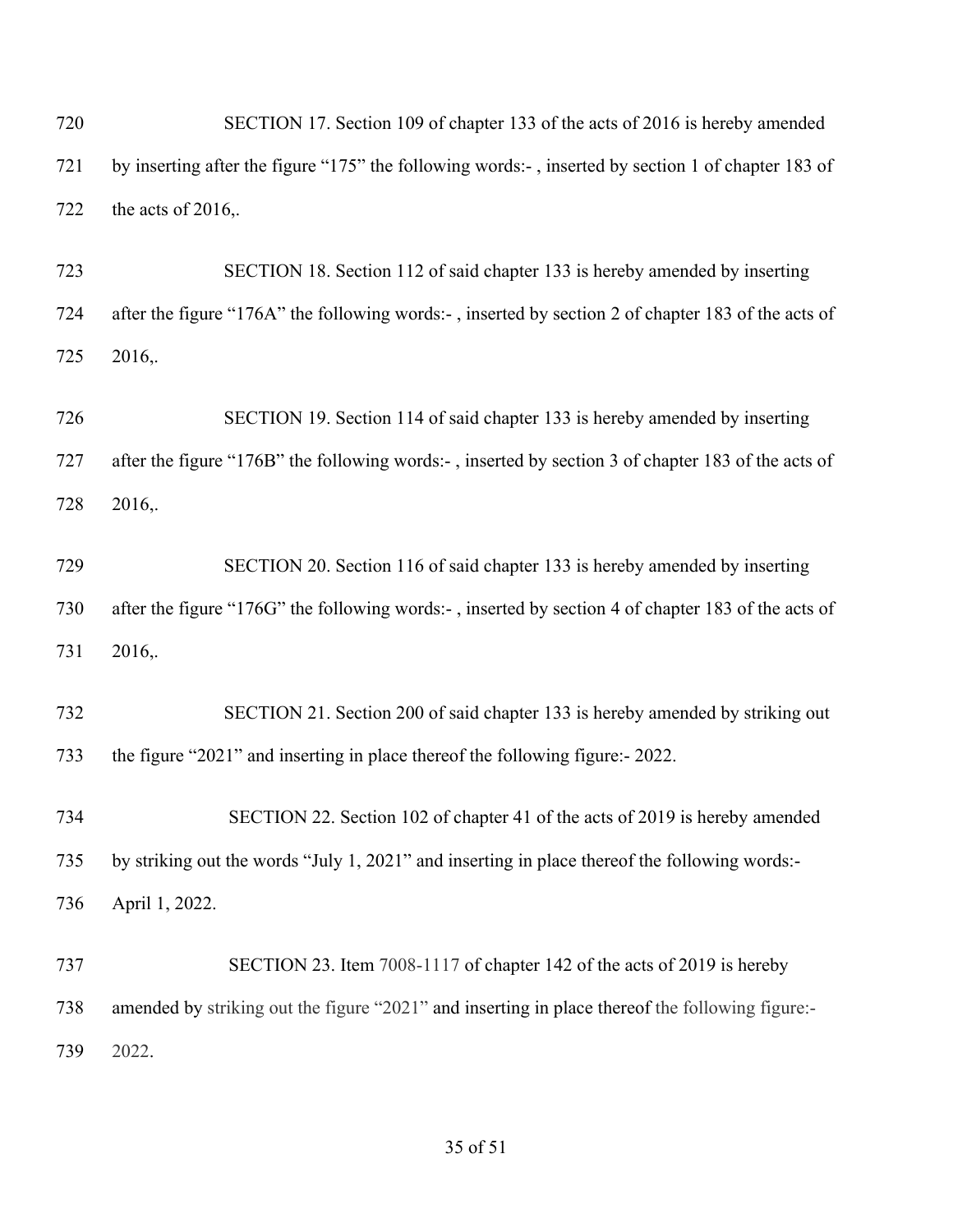SECTION 17. Section 109 of chapter 133 of the acts of 2016 is hereby amended by inserting after the figure "175" the following words:- , inserted by section 1 of chapter 183 of the acts of 2016,.

SECTION 18. Section 112 of said chapter 133 is hereby amended by inserting after the figure "176A" the following words:- , inserted by section 2 of chapter 183 of the acts of 2016,.

SECTION 19. Section 114 of said chapter 133 is hereby amended by inserting after the figure "176B" the following words:- , inserted by section 3 of chapter 183 of the acts of 2016,.

SECTION 20. Section 116 of said chapter 133 is hereby amended by inserting after the figure "176G" the following words:- , inserted by section 4 of chapter 183 of the acts of 2016,.

SECTION 21. Section 200 of said chapter 133 is hereby amended by striking out the figure "2021" and inserting in place thereof the following figure:- 2022.

SECTION 22. Section 102 of chapter 41 of the acts of 2019 is hereby amended by striking out the words "July 1, 2021" and inserting in place thereof the following words:- April 1, 2022.

SECTION 23. Item 7008-1117 of chapter 142 of the acts of 2019 is hereby amended by striking out the figure "2021" and inserting in place thereof the following figure:- 2022.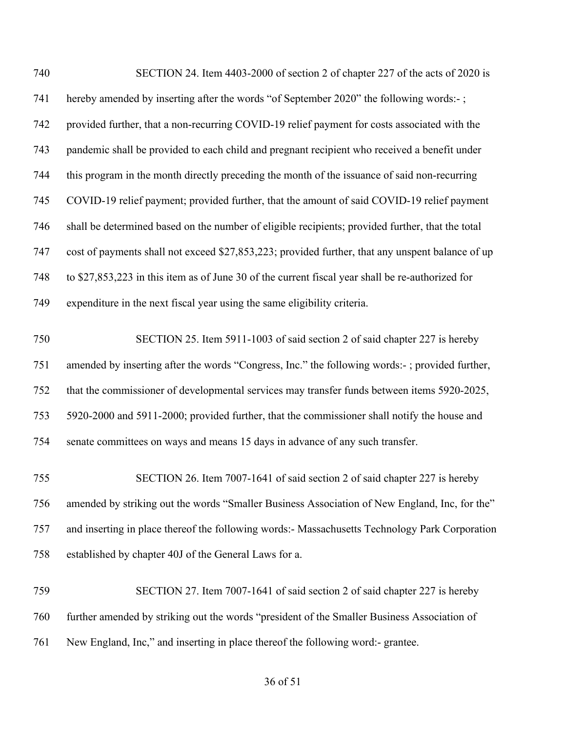SECTION 24. Item 4403-2000 of section 2 of chapter 227 of the acts of 2020 is hereby amended by inserting after the words "of September 2020" the following words:- ; provided further, that a non-recurring COVID-19 relief payment for costs associated with the pandemic shall be provided to each child and pregnant recipient who received a benefit under this program in the month directly preceding the month of the issuance of said non-recurring COVID-19 relief payment; provided further, that the amount of said COVID-19 relief payment shall be determined based on the number of eligible recipients; provided further, that the total cost of payments shall not exceed $27,853,223; provided further, that any unspent balance of up to $27,853,223 in this item as of June 30 of the current fiscal year shall be re-authorized for expenditure in the next fiscal year using the same eligibility criteria.

SECTION 25. Item 5911-1003 of said section 2 of said chapter 227 is hereby amended by inserting after the words "Congress, Inc." the following words:- ; provided further, that the commissioner of developmental services may transfer funds between items 5920-2025, 5920-2000 and 5911-2000; provided further, that the commissioner shall notify the house and senate committees on ways and means 15 days in advance of any such transfer.

SECTION 26. Item 7007-1641 of said section 2 of said chapter 227 is hereby amended by striking out the words "Smaller Business Association of New England, Inc, for the" and inserting in place thereof the following words:- Massachusetts Technology Park Corporation established by chapter 40J of the General Laws for a.

SECTION 27. Item 7007-1641 of said section 2 of said chapter 227 is hereby further amended by striking out the words "president of the Smaller Business Association of New England, Inc," and inserting in place thereof the following word:- grantee.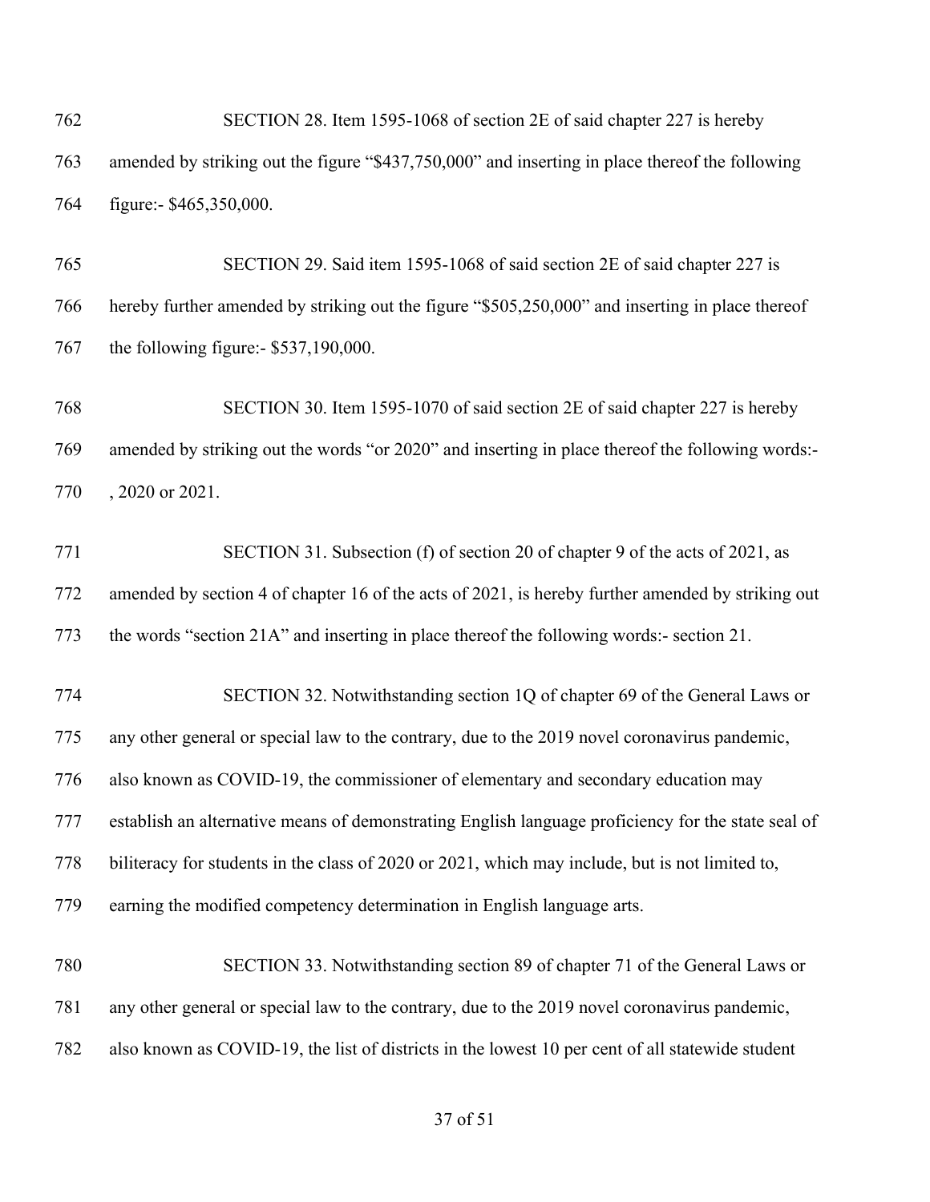SECTION 28. Item 1595-1068 of section 2E of said chapter 227 is hereby amended by striking out the figure "$437,750,000" and inserting in place thereof the following figure:- $465,350,000.

SECTION 29. Said item 1595-1068 of said section 2E of said chapter 227 is hereby further amended by striking out the figure "$505,250,000" and inserting in place thereof the following figure:- $537,190,000.

SECTION 30. Item 1595-1070 of said section 2E of said chapter 227 is hereby amended by striking out the words "or 2020" and inserting in place thereof the following words:- , 2020 or 2021.

SECTION 31. Subsection (f) of section 20 of chapter 9 of the acts of 2021, as amended by section 4 of chapter 16 of the acts of 2021, is hereby further amended by striking out the words "section 21A" and inserting in place thereof the following words:- section 21.

SECTION 32. Notwithstanding section 1Q of chapter 69 of the General Laws or any other general or special law to the contrary, due to the 2019 novel coronavirus pandemic, also known as COVID-19, the commissioner of elementary and secondary education may establish an alternative means of demonstrating English language proficiency for the state seal of biliteracy for students in the class of 2020 or 2021, which may include, but is not limited to, earning the modified competency determination in English language arts.

SECTION 33. Notwithstanding section 89 of chapter 71 of the General Laws or any other general or special law to the contrary, due to the 2019 novel coronavirus pandemic, also known as COVID-19, the list of districts in the lowest 10 per cent of all statewide student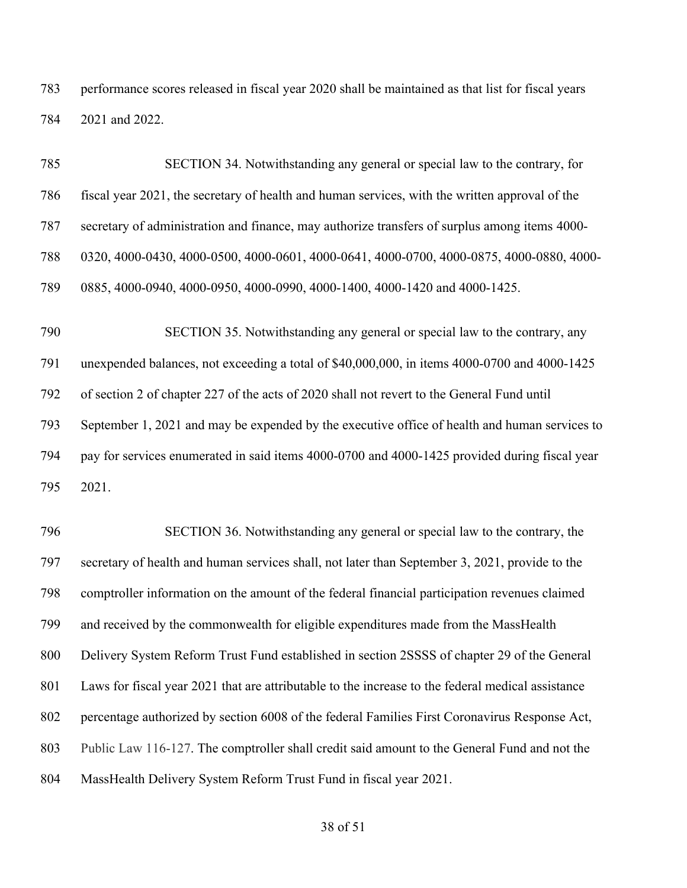performance scores released in fiscal year 2020 shall be maintained as that list for fiscal years 2021 and 2022.

SECTION 34. Notwithstanding any general or special law to the contrary, for fiscal year 2021, the secretary of health and human services, with the written approval of the secretary of administration and finance, may authorize transfers of surplus among items 4000-0320, 4000-0430, 4000-0500, 4000-0601, 4000-0641, 4000-0700, 4000-0875, 4000-0880, 4000-0885, 4000-0940, 4000-0950, 4000-0990, 4000-1400, 4000-1420 and 4000-1425.

SECTION 35. Notwithstanding any general or special law to the contrary, any unexpended balances, not exceeding a total of $40,000,000, in items 4000-0700 and 4000-1425 of section 2 of chapter 227 of the acts of 2020 shall not revert to the General Fund until September 1, 2021 and may be expended by the executive office of health and human services to pay for services enumerated in said items 4000-0700 and 4000-1425 provided during fiscal year 2021.

SECTION 36. Notwithstanding any general or special law to the contrary, the secretary of health and human services shall, not later than September 3, 2021, provide to the comptroller information on the amount of the federal financial participation revenues claimed and received by the commonwealth for eligible expenditures made from the MassHealth Delivery System Reform Trust Fund established in section 2SSSS of chapter 29 of the General Laws for fiscal year 2021 that are attributable to the increase to the federal medical assistance percentage authorized by section 6008 of the federal Families First Coronavirus Response Act, Public Law 116-127. The comptroller shall credit said amount to the General Fund and not the MassHealth Delivery System Reform Trust Fund in fiscal year 2021.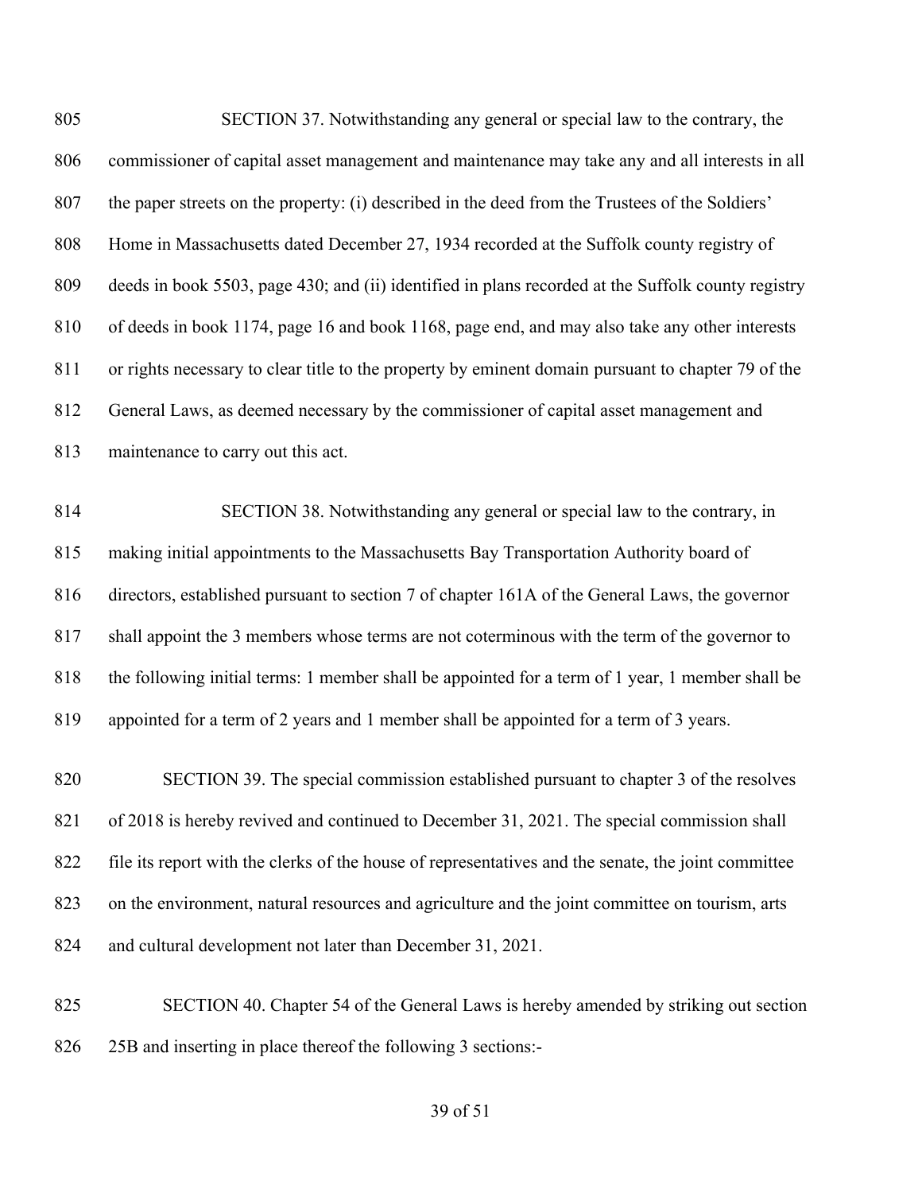SECTION 37. Notwithstanding any general or special law to the contrary, the commissioner of capital asset management and maintenance may take any and all interests in all the paper streets on the property: (i) described in the deed from the Trustees of the Soldiers' Home in Massachusetts dated December 27, 1934 recorded at the Suffolk county registry of deeds in book 5503, page 430; and (ii) identified in plans recorded at the Suffolk county registry of deeds in book 1174, page 16 and book 1168, page end, and may also take any other interests or rights necessary to clear title to the property by eminent domain pursuant to chapter 79 of the General Laws, as deemed necessary by the commissioner of capital asset management and maintenance to carry out this act.

SECTION 38. Notwithstanding any general or special law to the contrary, in making initial appointments to the Massachusetts Bay Transportation Authority board of directors, established pursuant to section 7 of chapter 161A of the General Laws, the governor shall appoint the 3 members whose terms are not coterminous with the term of the governor to the following initial terms: 1 member shall be appointed for a term of 1 year, 1 member shall be appointed for a term of 2 years and 1 member shall be appointed for a term of 3 years.

SECTION 39. The special commission established pursuant to chapter 3 of the resolves of 2018 is hereby revived and continued to December 31, 2021. The special commission shall file its report with the clerks of the house of representatives and the senate, the joint committee on the environment, natural resources and agriculture and the joint committee on tourism, arts and cultural development not later than December 31, 2021.

SECTION 40. Chapter 54 of the General Laws is hereby amended by striking out section 25B and inserting in place thereof the following 3 sections:-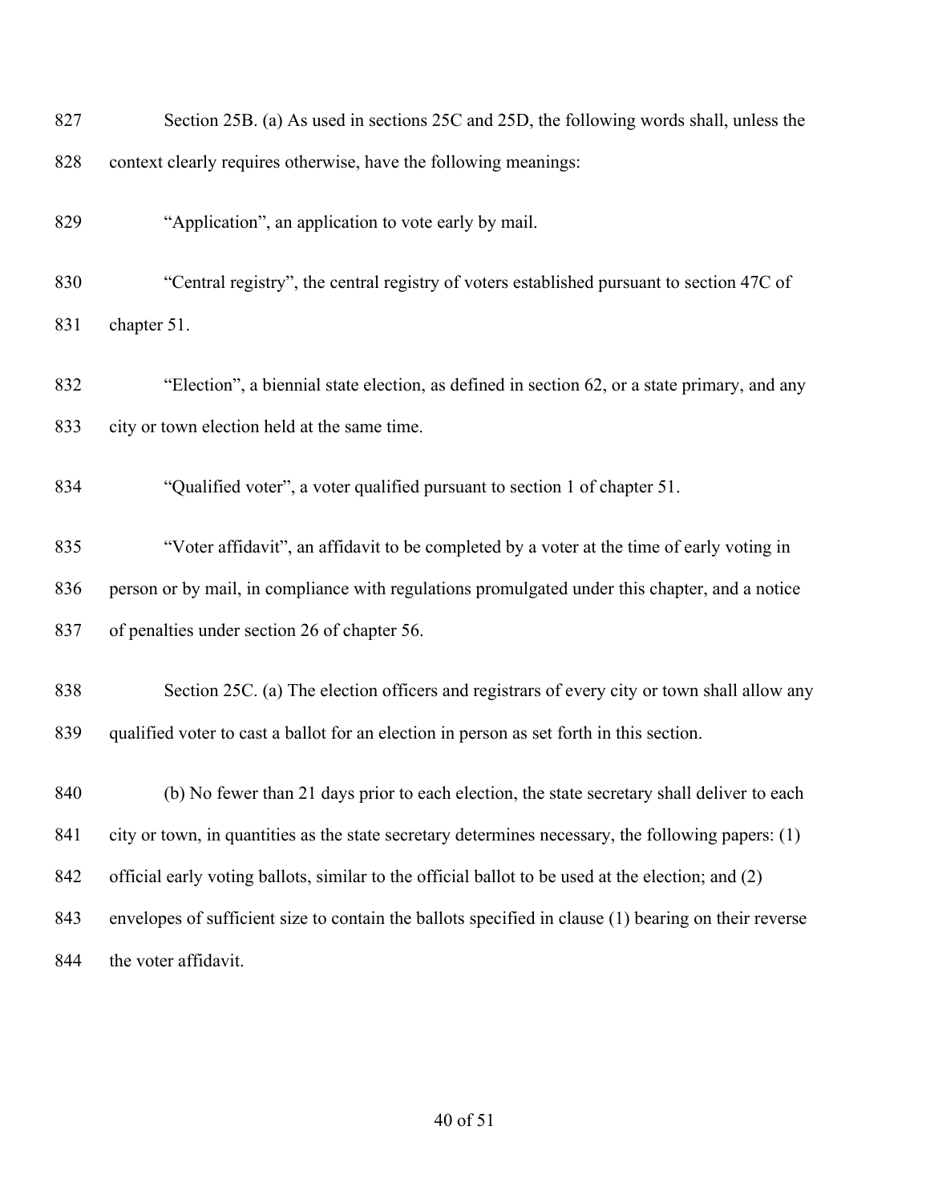Section 25B. (a) As used in sections 25C and 25D, the following words shall, unless the context clearly requires otherwise, have the following meanings:

"Application", an application to vote early by mail.

"Central registry", the central registry of voters established pursuant to section 47C of chapter 51.

"Election", a biennial state election, as defined in section 62, or a state primary, and any city or town election held at the same time.

"Qualified voter", a voter qualified pursuant to section 1 of chapter 51.

"Voter affidavit", an affidavit to be completed by a voter at the time of early voting in person or by mail, in compliance with regulations promulgated under this chapter, and a notice of penalties under section 26 of chapter 56.

Section 25C. (a) The election officers and registrars of every city or town shall allow any qualified voter to cast a ballot for an election in person as set forth in this section.

(b) No fewer than 21 days prior to each election, the state secretary shall deliver to each city or town, in quantities as the state secretary determines necessary, the following papers: (1) official early voting ballots, similar to the official ballot to be used at the election; and (2) envelopes of sufficient size to contain the ballots specified in clause (1) bearing on their reverse the voter affidavit.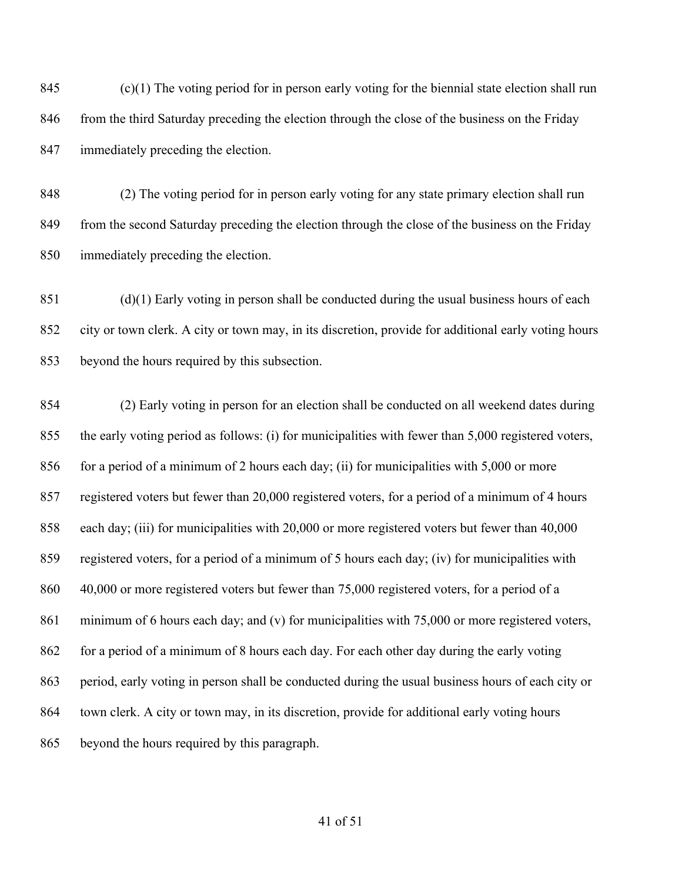(c)(1) The voting period for in person early voting for the biennial state election shall run from the third Saturday preceding the election through the close of the business on the Friday immediately preceding the election.

(2) The voting period for in person early voting for any state primary election shall run from the second Saturday preceding the election through the close of the business on the Friday immediately preceding the election.

(d)(1) Early voting in person shall be conducted during the usual business hours of each city or town clerk. A city or town may, in its discretion, provide for additional early voting hours beyond the hours required by this subsection.

(2) Early voting in person for an election shall be conducted on all weekend dates during the early voting period as follows: (i) for municipalities with fewer than 5,000 registered voters, for a period of a minimum of 2 hours each day; (ii) for municipalities with 5,000 or more registered voters but fewer than 20,000 registered voters, for a period of a minimum of 4 hours each day; (iii) for municipalities with 20,000 or more registered voters but fewer than 40,000 registered voters, for a period of a minimum of 5 hours each day; (iv) for municipalities with 40,000 or more registered voters but fewer than 75,000 registered voters, for a period of a minimum of 6 hours each day; and (v) for municipalities with 75,000 or more registered voters, for a period of a minimum of 8 hours each day. For each other day during the early voting period, early voting in person shall be conducted during the usual business hours of each city or town clerk. A city or town may, in its discretion, provide for additional early voting hours beyond the hours required by this paragraph.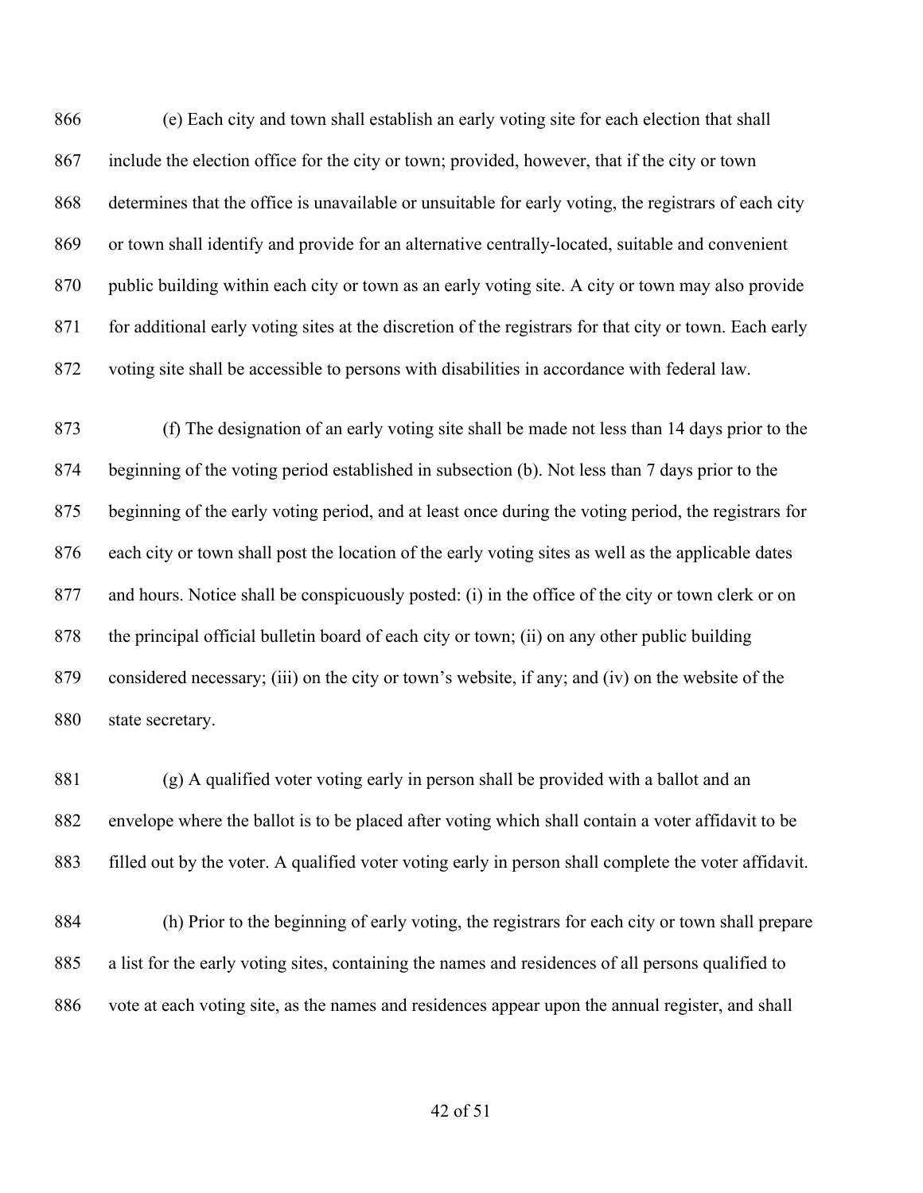(e) Each city and town shall establish an early voting site for each election that shall include the election office for the city or town; provided, however, that if the city or town determines that the office is unavailable or unsuitable for early voting, the registrars of each city or town shall identify and provide for an alternative centrally-located, suitable and convenient public building within each city or town as an early voting site. A city or town may also provide for additional early voting sites at the discretion of the registrars for that city or town. Each early voting site shall be accessible to persons with disabilities in accordance with federal law.

(f) The designation of an early voting site shall be made not less than 14 days prior to the beginning of the voting period established in subsection (b). Not less than 7 days prior to the beginning of the early voting period, and at least once during the voting period, the registrars for each city or town shall post the location of the early voting sites as well as the applicable dates and hours. Notice shall be conspicuously posted: (i) in the office of the city or town clerk or on the principal official bulletin board of each city or town; (ii) on any other public building considered necessary; (iii) on the city or town's website, if any; and (iv) on the website of the state secretary.

(g) A qualified voter voting early in person shall be provided with a ballot and an envelope where the ballot is to be placed after voting which shall contain a voter affidavit to be filled out by the voter. A qualified voter voting early in person shall complete the voter affidavit.

(h) Prior to the beginning of early voting, the registrars for each city or town shall prepare a list for the early voting sites, containing the names and residences of all persons qualified to vote at each voting site, as the names and residences appear upon the annual register, and shall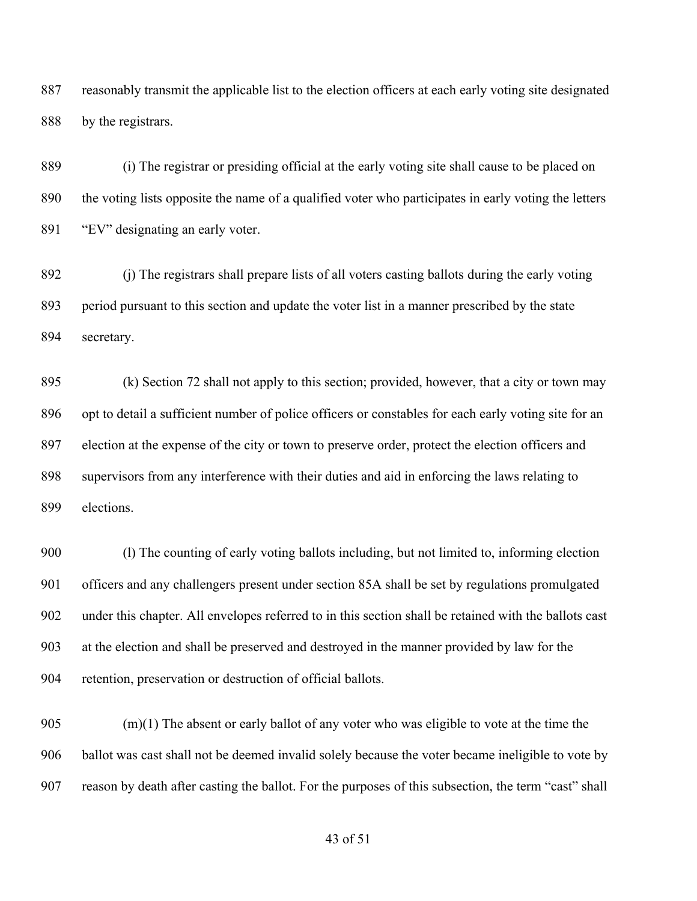reasonably transmit the applicable list to the election officers at each early voting site designated by the registrars.

(i) The registrar or presiding official at the early voting site shall cause to be placed on the voting lists opposite the name of a qualified voter who participates in early voting the letters "EV" designating an early voter.

(j) The registrars shall prepare lists of all voters casting ballots during the early voting period pursuant to this section and update the voter list in a manner prescribed by the state secretary.

(k) Section 72 shall not apply to this section; provided, however, that a city or town may opt to detail a sufficient number of police officers or constables for each early voting site for an election at the expense of the city or town to preserve order, protect the election officers and supervisors from any interference with their duties and aid in enforcing the laws relating to elections.

(l) The counting of early voting ballots including, but not limited to, informing election officers and any challengers present under section 85A shall be set by regulations promulgated under this chapter. All envelopes referred to in this section shall be retained with the ballots cast at the election and shall be preserved and destroyed in the manner provided by law for the retention, preservation or destruction of official ballots.

(m)(1) The absent or early ballot of any voter who was eligible to vote at the time the ballot was cast shall not be deemed invalid solely because the voter became ineligible to vote by reason by death after casting the ballot. For the purposes of this subsection, the term "cast" shall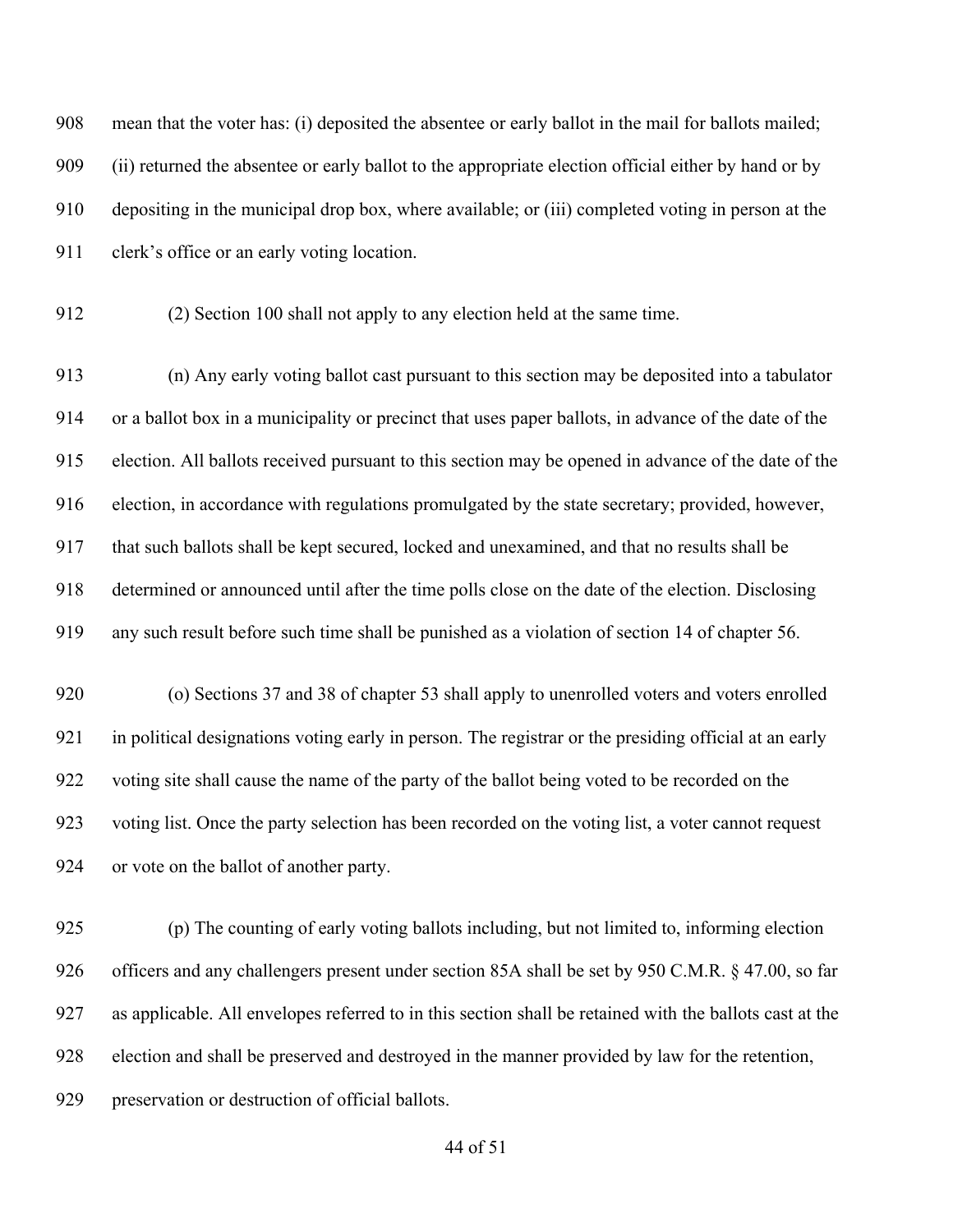mean that the voter has: (i) deposited the absentee or early ballot in the mail for ballots mailed; (ii) returned the absentee or early ballot to the appropriate election official either by hand or by depositing in the municipal drop box, where available; or (iii) completed voting in person at the clerk's office or an early voting location.

(2) Section 100 shall not apply to any election held at the same time.

(n) Any early voting ballot cast pursuant to this section may be deposited into a tabulator or a ballot box in a municipality or precinct that uses paper ballots, in advance of the date of the election. All ballots received pursuant to this section may be opened in advance of the date of the election, in accordance with regulations promulgated by the state secretary; provided, however, that such ballots shall be kept secured, locked and unexamined, and that no results shall be determined or announced until after the time polls close on the date of the election. Disclosing any such result before such time shall be punished as a violation of section 14 of chapter 56.

(o) Sections 37 and 38 of chapter 53 shall apply to unenrolled voters and voters enrolled in political designations voting early in person. The registrar or the presiding official at an early voting site shall cause the name of the party of the ballot being voted to be recorded on the voting list. Once the party selection has been recorded on the voting list, a voter cannot request or vote on the ballot of another party.

(p) The counting of early voting ballots including, but not limited to, informing election officers and any challengers present under section 85A shall be set by 950 C.M.R. § 47.00, so far as applicable. All envelopes referred to in this section shall be retained with the ballots cast at the election and shall be preserved and destroyed in the manner provided by law for the retention, preservation or destruction of official ballots.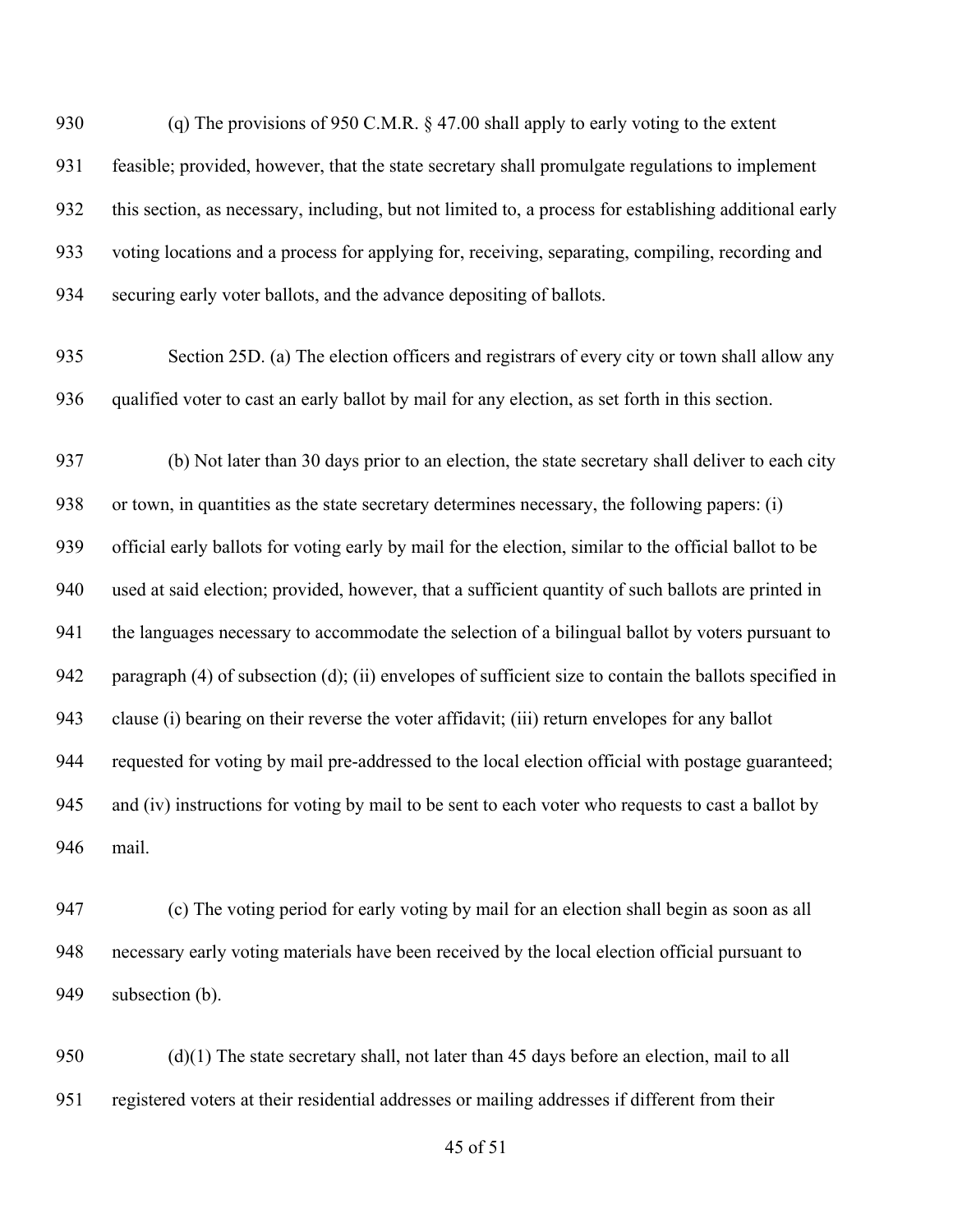(q) The provisions of 950 C.M.R. § 47.00 shall apply to early voting to the extent feasible; provided, however, that the state secretary shall promulgate regulations to implement this section, as necessary, including, but not limited to, a process for establishing additional early voting locations and a process for applying for, receiving, separating, compiling, recording and securing early voter ballots, and the advance depositing of ballots.

Section 25D. (a) The election officers and registrars of every city or town shall allow any qualified voter to cast an early ballot by mail for any election, as set forth in this section.

(b) Not later than 30 days prior to an election, the state secretary shall deliver to each city or town, in quantities as the state secretary determines necessary, the following papers: (i) official early ballots for voting early by mail for the election, similar to the official ballot to be used at said election; provided, however, that a sufficient quantity of such ballots are printed in the languages necessary to accommodate the selection of a bilingual ballot by voters pursuant to paragraph (4) of subsection (d); (ii) envelopes of sufficient size to contain the ballots specified in clause (i) bearing on their reverse the voter affidavit; (iii) return envelopes for any ballot requested for voting by mail pre-addressed to the local election official with postage guaranteed; and (iv) instructions for voting by mail to be sent to each voter who requests to cast a ballot by mail.

(c) The voting period for early voting by mail for an election shall begin as soon as all necessary early voting materials have been received by the local election official pursuant to subsection (b).

(d)(1) The state secretary shall, not later than 45 days before an election, mail to all registered voters at their residential addresses or mailing addresses if different from their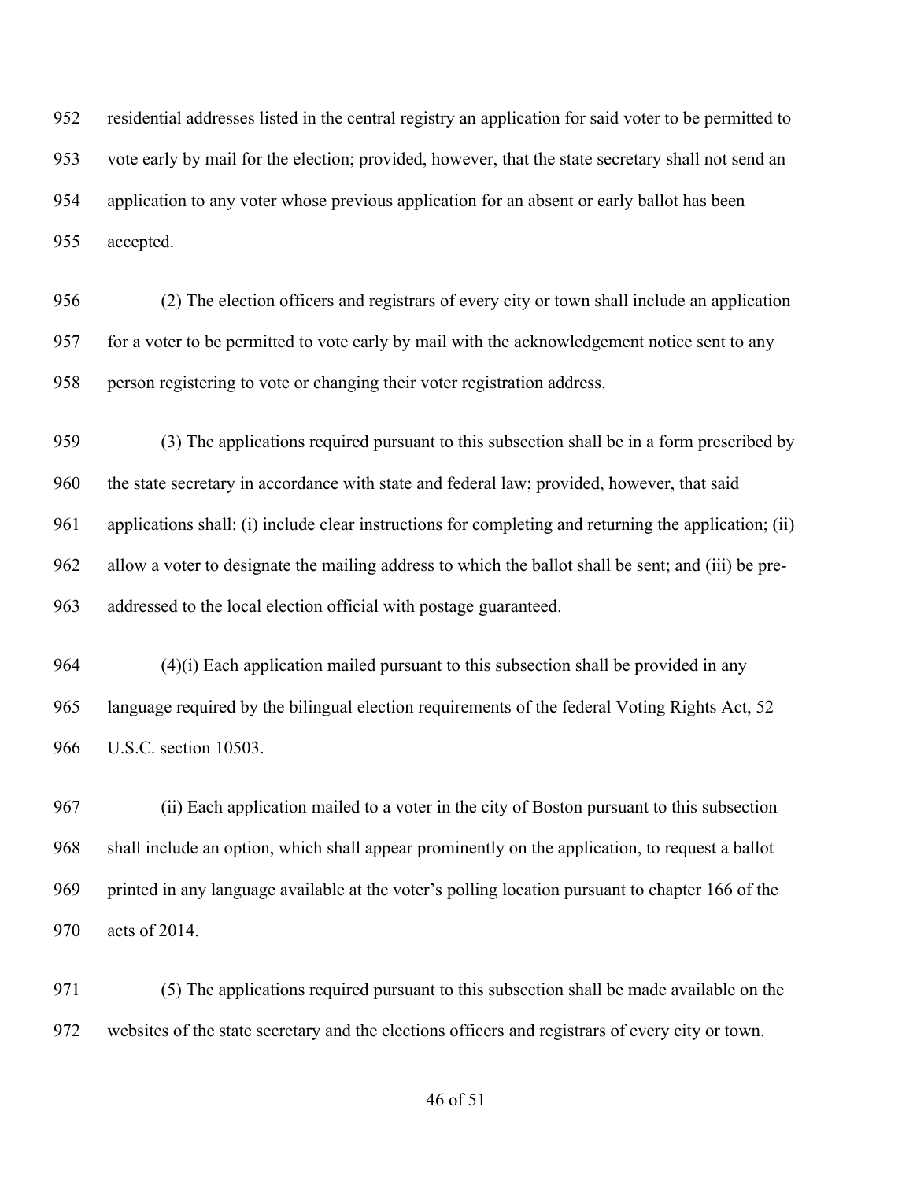residential addresses listed in the central registry an application for said voter to be permitted to vote early by mail for the election; provided, however, that the state secretary shall not send an application to any voter whose previous application for an absent or early ballot has been accepted.

(2) The election officers and registrars of every city or town shall include an application for a voter to be permitted to vote early by mail with the acknowledgement notice sent to any person registering to vote or changing their voter registration address.

(3) The applications required pursuant to this subsection shall be in a form prescribed by the state secretary in accordance with state and federal law; provided, however, that said applications shall: (i) include clear instructions for completing and returning the application; (ii) allow a voter to designate the mailing address to which the ballot shall be sent; and (iii) be pre-addressed to the local election official with postage guaranteed.

(4)(i) Each application mailed pursuant to this subsection shall be provided in any language required by the bilingual election requirements of the federal Voting Rights Act, 52 U.S.C. section 10503.

(ii) Each application mailed to a voter in the city of Boston pursuant to this subsection shall include an option, which shall appear prominently on the application, to request a ballot printed in any language available at the voter's polling location pursuant to chapter 166 of the acts of 2014.

(5) The applications required pursuant to this subsection shall be made available on the websites of the state secretary and the elections officers and registrars of every city or town.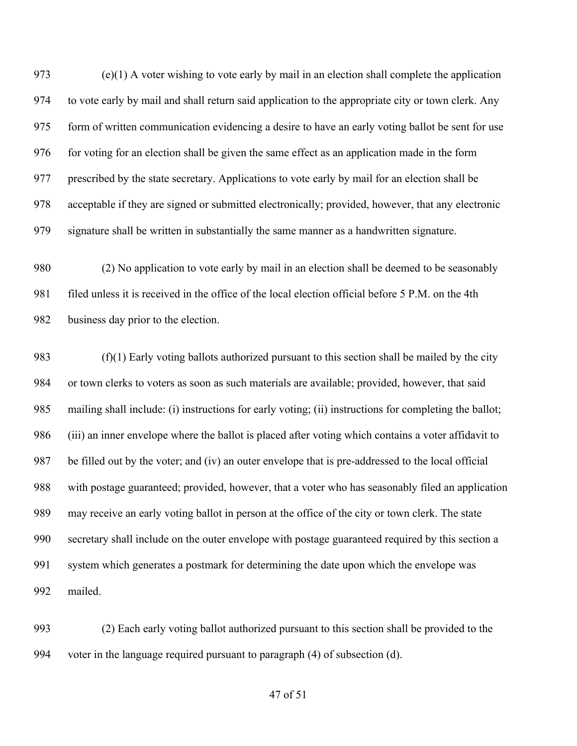(e)(1) A voter wishing to vote early by mail in an election shall complete the application to vote early by mail and shall return said application to the appropriate city or town clerk. Any form of written communication evidencing a desire to have an early voting ballot be sent for use for voting for an election shall be given the same effect as an application made in the form prescribed by the state secretary. Applications to vote early by mail for an election shall be acceptable if they are signed or submitted electronically; provided, however, that any electronic signature shall be written in substantially the same manner as a handwritten signature.

(2) No application to vote early by mail in an election shall be deemed to be seasonably filed unless it is received in the office of the local election official before 5 P.M. on the 4th business day prior to the election.

(f)(1) Early voting ballots authorized pursuant to this section shall be mailed by the city or town clerks to voters as soon as such materials are available; provided, however, that said mailing shall include: (i) instructions for early voting; (ii) instructions for completing the ballot; (iii) an inner envelope where the ballot is placed after voting which contains a voter affidavit to be filled out by the voter; and (iv) an outer envelope that is pre-addressed to the local official with postage guaranteed; provided, however, that a voter who has seasonably filed an application may receive an early voting ballot in person at the office of the city or town clerk. The state secretary shall include on the outer envelope with postage guaranteed required by this section a system which generates a postmark for determining the date upon which the envelope was mailed.

(2) Each early voting ballot authorized pursuant to this section shall be provided to the voter in the language required pursuant to paragraph (4) of subsection (d).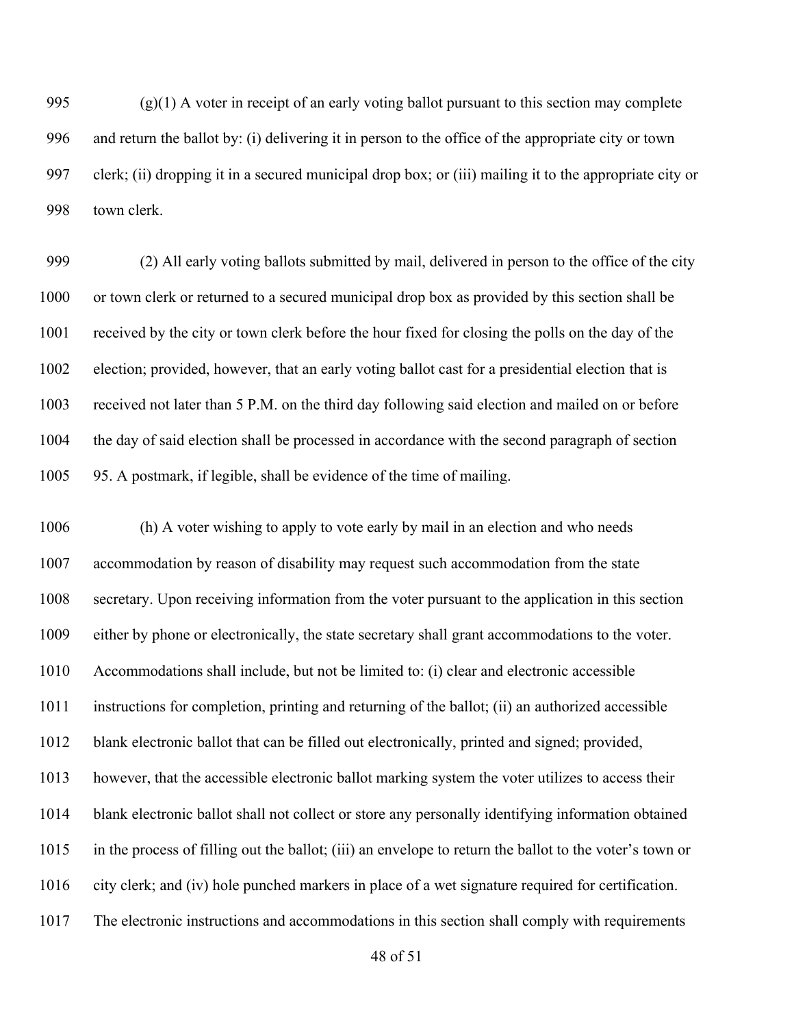(g)(1) A voter in receipt of an early voting ballot pursuant to this section may complete and return the ballot by: (i) delivering it in person to the office of the appropriate city or town clerk; (ii) dropping it in a secured municipal drop box; or (iii) mailing it to the appropriate city or town clerk.

(2) All early voting ballots submitted by mail, delivered in person to the office of the city or town clerk or returned to a secured municipal drop box as provided by this section shall be received by the city or town clerk before the hour fixed for closing the polls on the day of the election; provided, however, that an early voting ballot cast for a presidential election that is received not later than 5 P.M. on the third day following said election and mailed on or before the day of said election shall be processed in accordance with the second paragraph of section 95. A postmark, if legible, shall be evidence of the time of mailing.

(h) A voter wishing to apply to vote early by mail in an election and who needs accommodation by reason of disability may request such accommodation from the state secretary. Upon receiving information from the voter pursuant to the application in this section either by phone or electronically, the state secretary shall grant accommodations to the voter. Accommodations shall include, but not be limited to: (i) clear and electronic accessible instructions for completion, printing and returning of the ballot; (ii) an authorized accessible blank electronic ballot that can be filled out electronically, printed and signed; provided, however, that the accessible electronic ballot marking system the voter utilizes to access their blank electronic ballot shall not collect or store any personally identifying information obtained in the process of filling out the ballot; (iii) an envelope to return the ballot to the voter's town or city clerk; and (iv) hole punched markers in place of a wet signature required for certification. The electronic instructions and accommodations in this section shall comply with requirements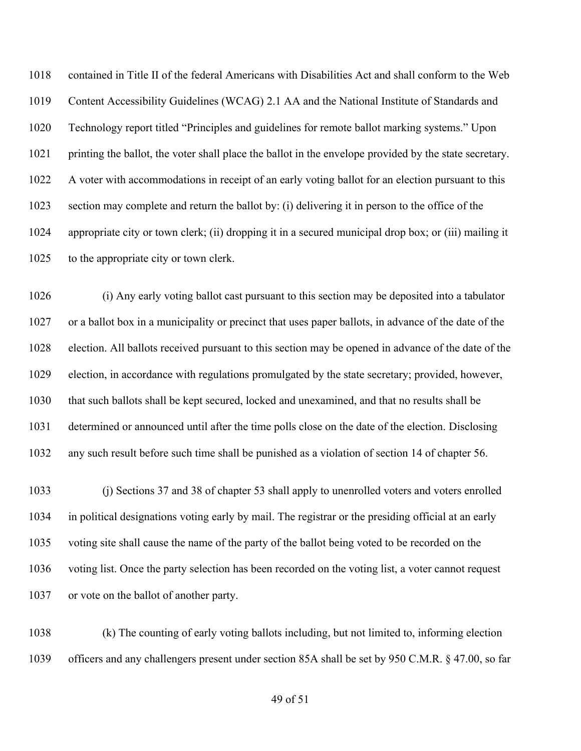contained in Title II of the federal Americans with Disabilities Act and shall conform to the Web Content Accessibility Guidelines (WCAG) 2.1 AA and the National Institute of Standards and Technology report titled "Principles and guidelines for remote ballot marking systems." Upon printing the ballot, the voter shall place the ballot in the envelope provided by the state secretary. A voter with accommodations in receipt of an early voting ballot for an election pursuant to this section may complete and return the ballot by: (i) delivering it in person to the office of the appropriate city or town clerk; (ii) dropping it in a secured municipal drop box; or (iii) mailing it to the appropriate city or town clerk.

(i) Any early voting ballot cast pursuant to this section may be deposited into a tabulator or a ballot box in a municipality or precinct that uses paper ballots, in advance of the date of the election. All ballots received pursuant to this section may be opened in advance of the date of the election, in accordance with regulations promulgated by the state secretary; provided, however, that such ballots shall be kept secured, locked and unexamined, and that no results shall be determined or announced until after the time polls close on the date of the election. Disclosing any such result before such time shall be punished as a violation of section 14 of chapter 56.

(j) Sections 37 and 38 of chapter 53 shall apply to unenrolled voters and voters enrolled in political designations voting early by mail. The registrar or the presiding official at an early voting site shall cause the name of the party of the ballot being voted to be recorded on the voting list. Once the party selection has been recorded on the voting list, a voter cannot request or vote on the ballot of another party.

(k) The counting of early voting ballots including, but not limited to, informing election officers and any challengers present under section 85A shall be set by 950 C.M.R. § 47.00, so far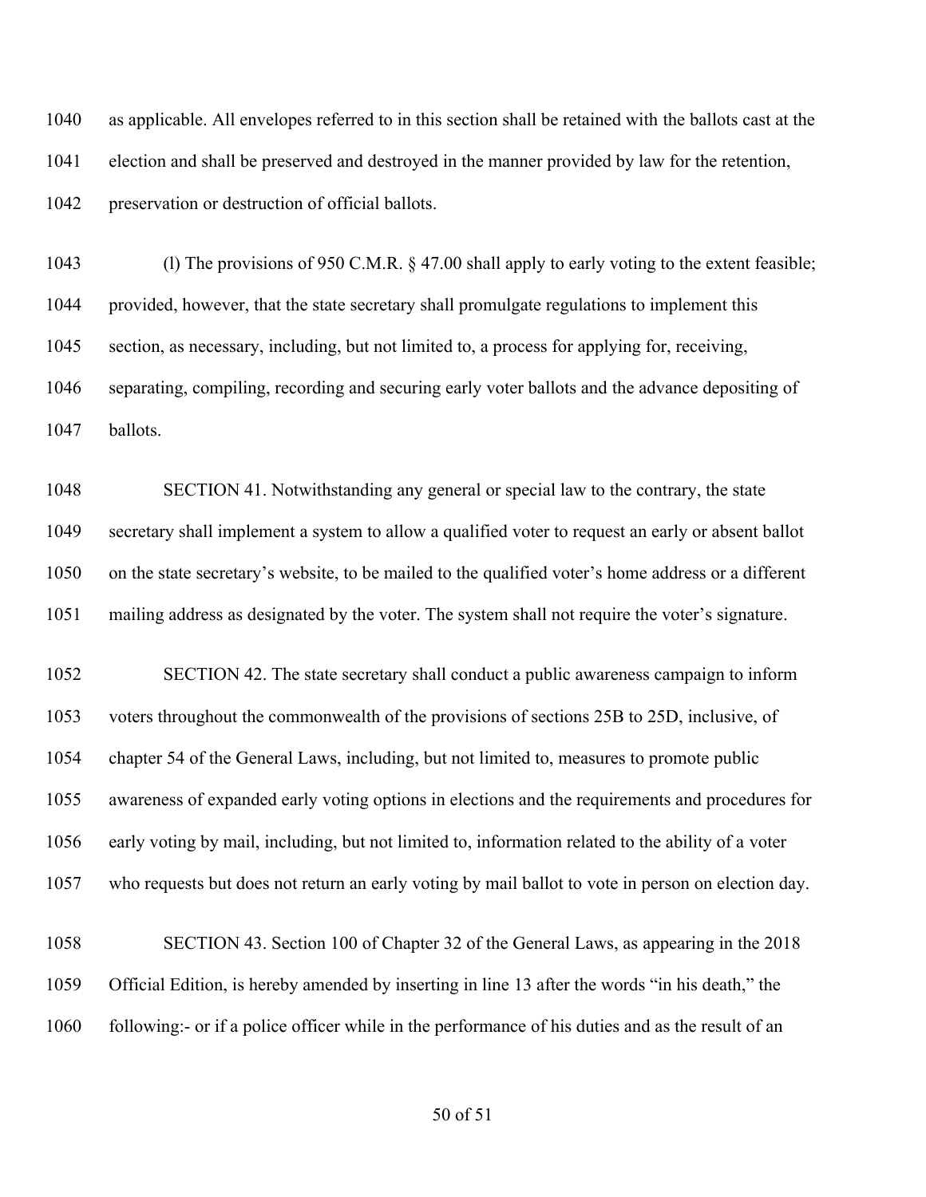as applicable. All envelopes referred to in this section shall be retained with the ballots cast at the election and shall be preserved and destroyed in the manner provided by law for the retention, preservation or destruction of official ballots.

(l) The provisions of 950 C.M.R. § 47.00 shall apply to early voting to the extent feasible; provided, however, that the state secretary shall promulgate regulations to implement this section, as necessary, including, but not limited to, a process for applying for, receiving, separating, compiling, recording and securing early voter ballots and the advance depositing of ballots.

SECTION 41. Notwithstanding any general or special law to the contrary, the state secretary shall implement a system to allow a qualified voter to request an early or absent ballot on the state secretary's website, to be mailed to the qualified voter's home address or a different mailing address as designated by the voter. The system shall not require the voter's signature.

SECTION 42. The state secretary shall conduct a public awareness campaign to inform voters throughout the commonwealth of the provisions of sections 25B to 25D, inclusive, of chapter 54 of the General Laws, including, but not limited to, measures to promote public awareness of expanded early voting options in elections and the requirements and procedures for early voting by mail, including, but not limited to, information related to the ability of a voter who requests but does not return an early voting by mail ballot to vote in person on election day.

SECTION 43. Section 100 of Chapter 32 of the General Laws, as appearing in the 2018 Official Edition, is hereby amended by inserting in line 13 after the words "in his death," the following:- or if a police officer while in the performance of his duties and as the result of an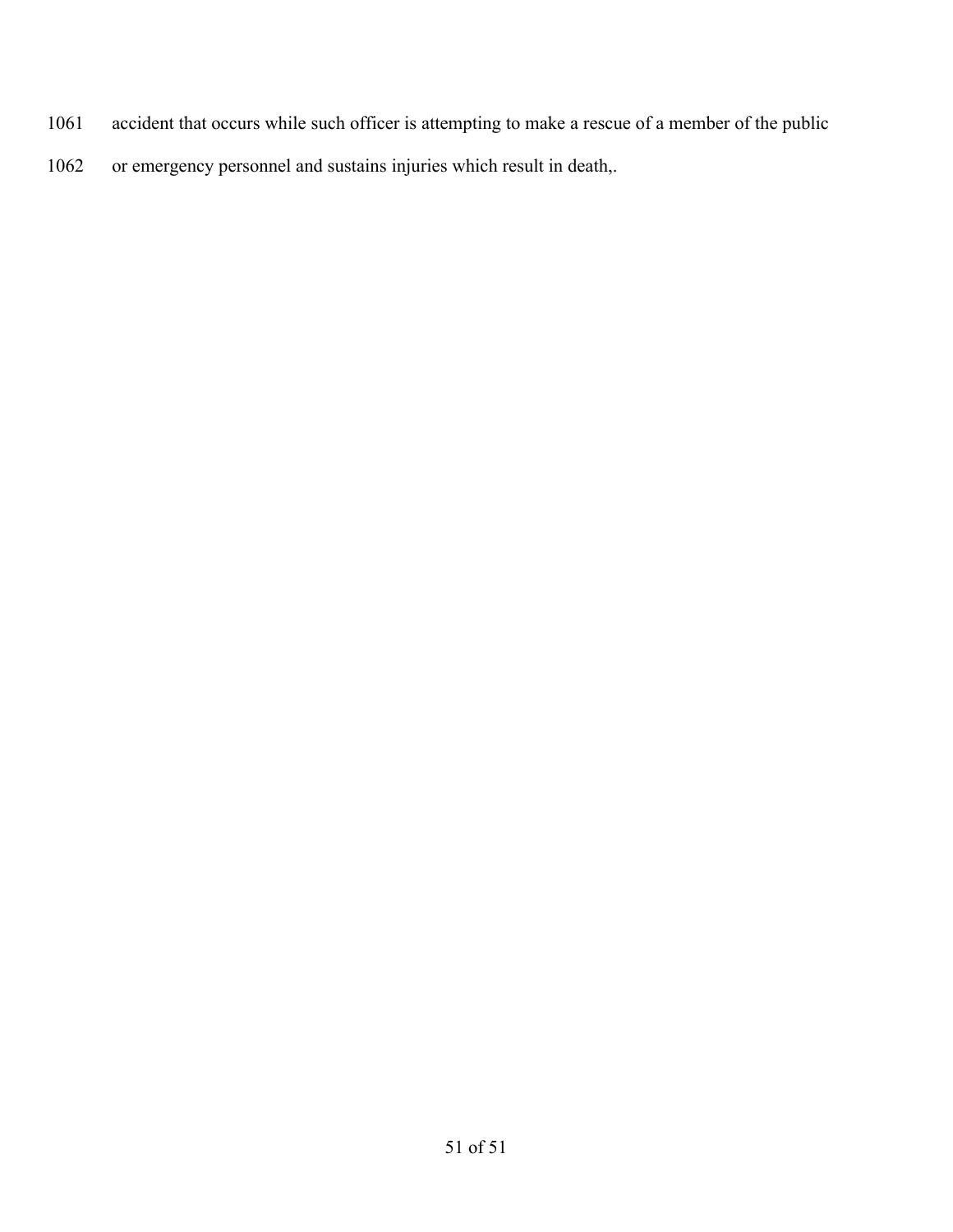1061 accident that occurs while such officer is attempting to make a rescue of a member of the public

1062 or emergency personnel and sustains injuries which result in death,.